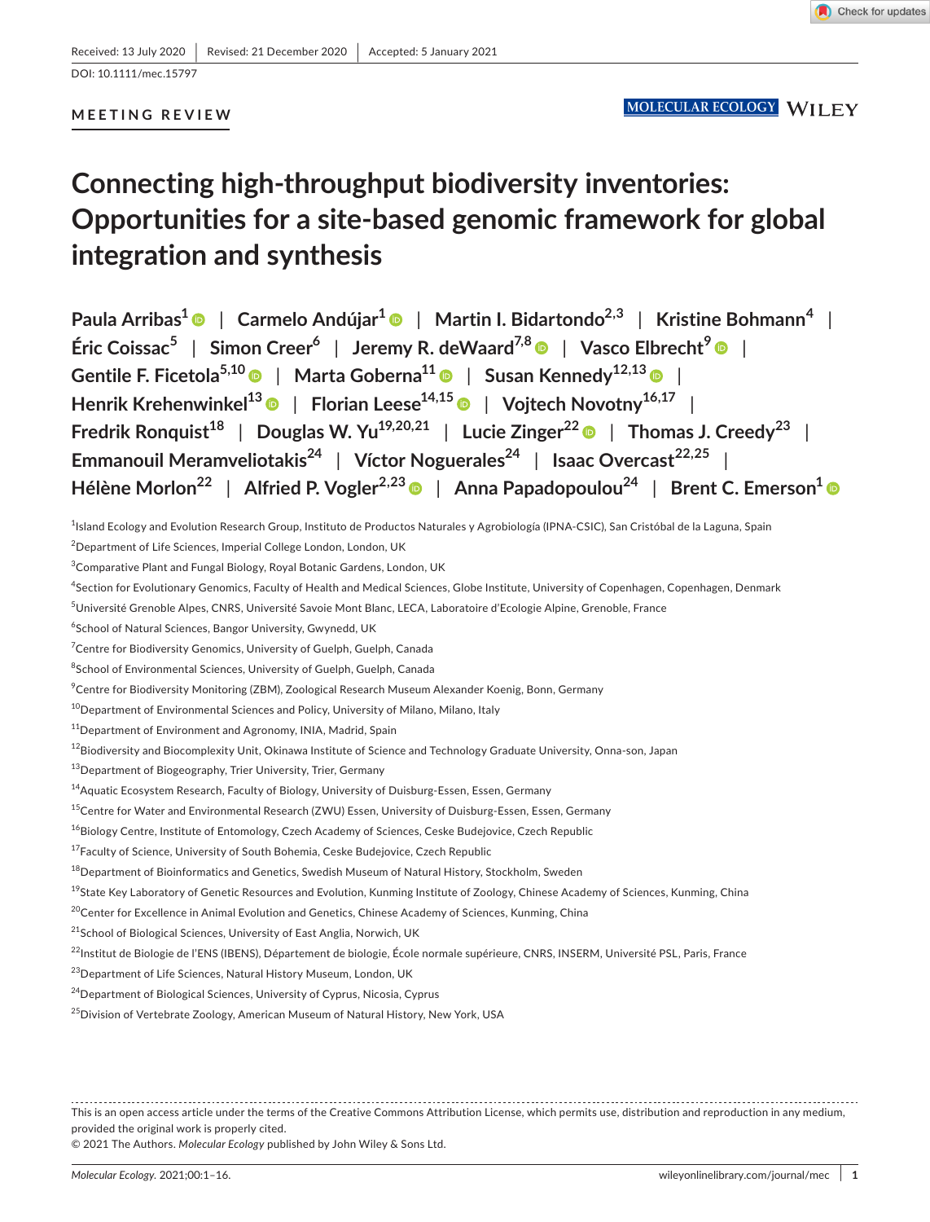Received: 13 July 2020 | Revised: 21 December 2020 | Accepted: 5 January 2021

DOI: 10.1111/mec.15797

MEETING REVIEW

# Connecting high-throughput biodiversity inventories: Opportunities for a site-based genomic framework for global integration and synthesis

Paula Arribas[1] | Carmelo Andújar[1] | Martin I. Bidartondo[2,3] | Kristine Bohmann[4] | Éric Coissac[5] | Simon Creer[6] | Jeremy R. deWaard[7,8] | Vasco Elbrecht[9] | Gentile F. Ficetola[5,10] | Marta Goberna[11] | Susan Kennedy[12,13] | Henrik Krehenwinkel[13] | Florian Leese[14,15] | Vojtech Novotny[16,17] | Fredrik Ronquist[18] | Douglas W. Yu[19,20,21] | Lucie Zinger[22] | Thomas J. Creedy[23] | Emmanouil Meramveliotakis[24] | Víctor Noguerales[24] | Isaac Overcast[22,25] | Hélène Morlon[22] | Alfried P. Vogler[2,23] | Anna Papadopoulou[24] | Brent C. Emerson[1]

[1]Island Ecology and Evolution Research Group, Instituto de Productos Naturales y Agrobiología (IPNA-CSIC), San Cristóbal de la Laguna, Spain

[2]Department of Life Sciences, Imperial College London, London, UK

[3]Comparative Plant and Fungal Biology, Royal Botanic Gardens, London, UK

[4]Section for Evolutionary Genomics, Faculty of Health and Medical Sciences, Globe Institute, University of Copenhagen, Copenhagen, Denmark

[5]Université Grenoble Alpes, CNRS, Université Savoie Mont Blanc, LECA, Laboratoire d'Ecologie Alpine, Grenoble, France

[6]School of Natural Sciences, Bangor University, Gwynedd, UK

[7]Centre for Biodiversity Genomics, University of Guelph, Guelph, Canada

[8]School of Environmental Sciences, University of Guelph, Guelph, Canada

[9]Centre for Biodiversity Monitoring (ZBM), Zoological Research Museum Alexander Koenig, Bonn, Germany

[10]Department of Environmental Sciences and Policy, University of Milano, Milano, Italy

[11]Department of Environment and Agronomy, INIA, Madrid, Spain

[12]Biodiversity and Biocomplexity Unit, Okinawa Institute of Science and Technology Graduate University, Onna-son, Japan

[13]Department of Biogeography, Trier University, Trier, Germany

[14]Aquatic Ecosystem Research, Faculty of Biology, University of Duisburg-Essen, Essen, Germany

[15]Centre for Water and Environmental Research (ZWU) Essen, University of Duisburg-Essen, Essen, Germany

[16]Biology Centre, Institute of Entomology, Czech Academy of Sciences, Ceske Budejovice, Czech Republic

[17]Faculty of Science, University of South Bohemia, Ceske Budejovice, Czech Republic

[18]Department of Bioinformatics and Genetics, Swedish Museum of Natural History, Stockholm, Sweden

[19]State Key Laboratory of Genetic Resources and Evolution, Kunming Institute of Zoology, Chinese Academy of Sciences, Kunming, China

[20]Center for Excellence in Animal Evolution and Genetics, Chinese Academy of Sciences, Kunming, China

[21]School of Biological Sciences, University of East Anglia, Norwich, UK

[22]Institut de Biologie de l'ENS (IBENS), Département de biologie, École normale supérieure, CNRS, INSERM, Université PSL, Paris, France

[23]Department of Life Sciences, Natural History Museum, London, UK

[24]Department of Biological Sciences, University of Cyprus, Nicosia, Cyprus

[25]Division of Vertebrate Zoology, American Museum of Natural History, New York, USA

This is an open access article under the terms of the Creative Commons Attribution License, which permits use, distribution and reproduction in any medium, provided the original work is properly cited.

© 2021 The Authors. *Molecular Ecology* published by John Wiley & Sons Ltd.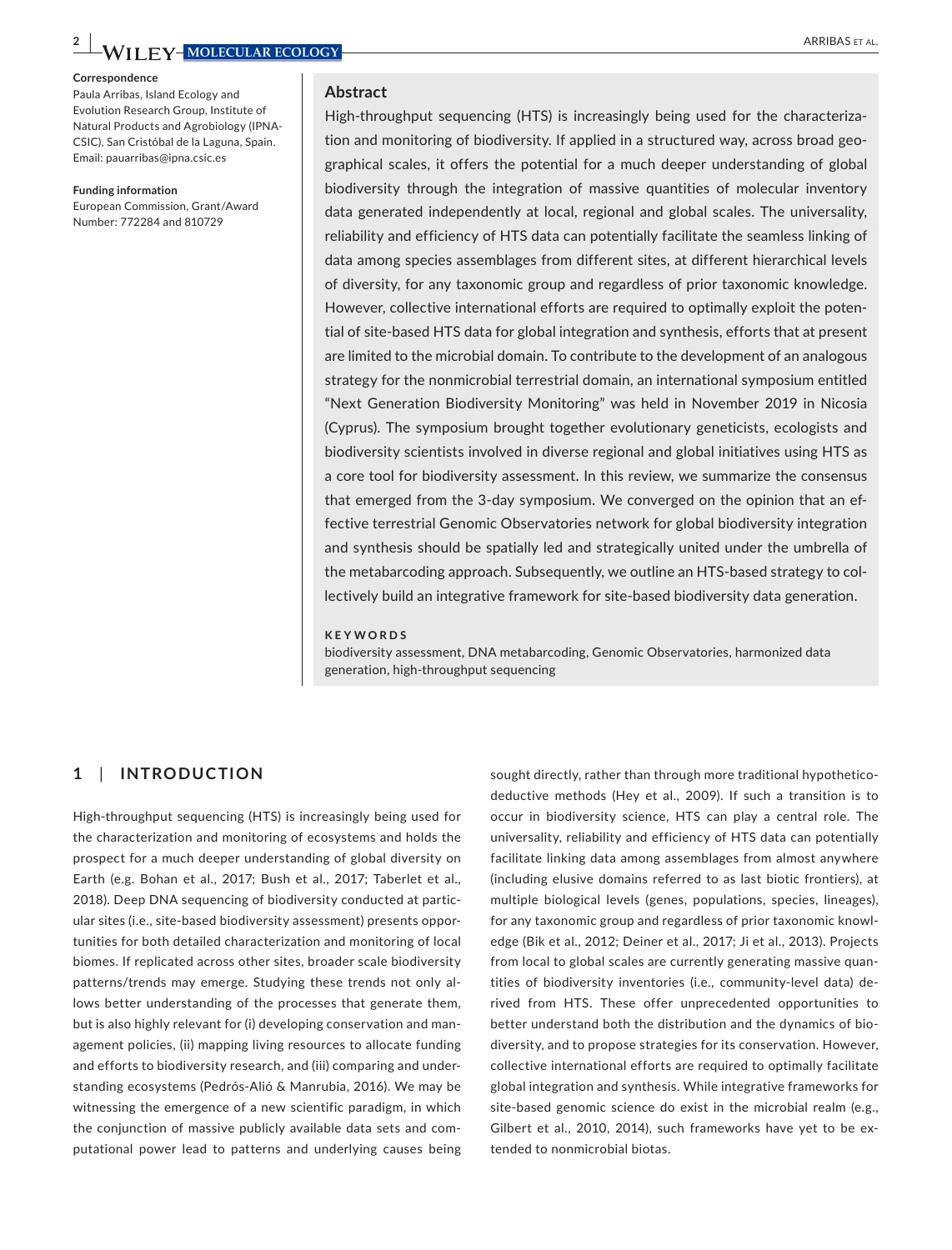**Correspondence**
Paula Arribas, Island Ecology and Evolution Research Group, Institute of Natural Products and Agrobiology (IPNA-CSIC), San Cristóbal de la Laguna, Spain.
Email: pauarribas@ipna.csic.es

**Funding information**
European Commission, Grant/Award Number: 772284 and 810729

## Abstract

High-throughput sequencing (HTS) is increasingly being used for the characterization and monitoring of biodiversity. If applied in a structured way, across broad geographical scales, it offers the potential for a much deeper understanding of global biodiversity through the integration of massive quantities of molecular inventory data generated independently at local, regional and global scales. The universality, reliability and efficiency of HTS data can potentially facilitate the seamless linking of data among species assemblages from different sites, at different hierarchical levels of diversity, for any taxonomic group and regardless of prior taxonomic knowledge. However, collective international efforts are required to optimally exploit the potential of site-based HTS data for global integration and synthesis, efforts that at present are limited to the microbial domain. To contribute to the development of an analogous strategy for the nonmicrobial terrestrial domain, an international symposium entitled "Next Generation Biodiversity Monitoring" was held in November 2019 in Nicosia (Cyprus). The symposium brought together evolutionary geneticists, ecologists and biodiversity scientists involved in diverse regional and global initiatives using HTS as a core tool for biodiversity assessment. In this review, we summarize the consensus that emerged from the 3-day symposium. We converged on the opinion that an effective terrestrial Genomic Observatories network for global biodiversity integration and synthesis should be spatially led and strategically united under the umbrella of the metabarcoding approach. Subsequently, we outline an HTS-based strategy to collectively build an integrative framework for site-based biodiversity data generation.

**KEYWORDS**
biodiversity assessment, DNA metabarcoding, Genomic Observatories, harmonized data generation, high-throughput sequencing

## 1 | INTRODUCTION

High-throughput sequencing (HTS) is increasingly being used for the characterization and monitoring of ecosystems and holds the prospect for a much deeper understanding of global diversity on Earth (e.g. Bohan et al., 2017; Bush et al., 2017; Taberlet et al., 2018). Deep DNA sequencing of biodiversity conducted at particular sites (i.e., site-based biodiversity assessment) presents opportunities for both detailed characterization and monitoring of local biomes. If replicated across other sites, broader scale biodiversity patterns/trends may emerge. Studying these trends not only allows better understanding of the processes that generate them, but is also highly relevant for (i) developing conservation and management policies, (ii) mapping living resources to allocate funding and efforts to biodiversity research, and (iii) comparing and understanding ecosystems (Pedrós-Alió & Manrubia, 2016). We may be witnessing the emergence of a new scientific paradigm, in which the conjunction of massive publicly available data sets and computational power lead to patterns and underlying causes being sought directly, rather than through more traditional hypothetico-deductive methods (Hey et al., 2009). If such a transition is to occur in biodiversity science, HTS can play a central role. The universality, reliability and efficiency of HTS data can potentially facilitate linking data among assemblages from almost anywhere (including elusive domains referred to as last biotic frontiers), at multiple biological levels (genes, populations, species, lineages), for any taxonomic group and regardless of prior taxonomic knowledge (Bik et al., 2012; Deiner et al., 2017; Ji et al., 2013). Projects from local to global scales are currently generating massive quantities of biodiversity inventories (i.e., community-level data) derived from HTS. These offer unprecedented opportunities to better understand both the distribution and the dynamics of biodiversity, and to propose strategies for its conservation. However, collective international efforts are required to optimally facilitate global integration and synthesis. While integrative frameworks for site-based genomic science do exist in the microbial realm (e.g., Gilbert et al., 2010, 2014), such frameworks have yet to be extended to nonmicrobial biotas.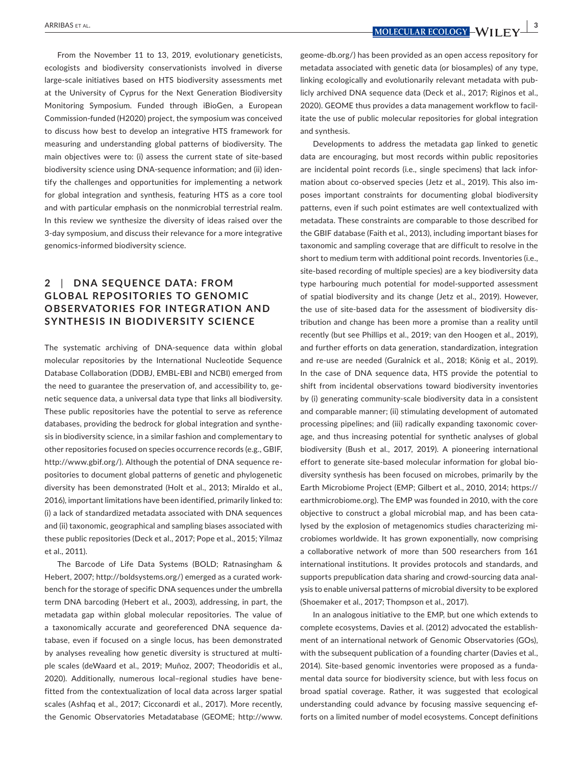From the November 11 to 13, 2019, evolutionary geneticists, ecologists and biodiversity conservationists involved in diverse large-scale initiatives based on HTS biodiversity assessments met at the University of Cyprus for the Next Generation Biodiversity Monitoring Symposium. Funded through iBioGen, a European Commission-funded (H2020) project, the symposium was conceived to discuss how best to develop an integrative HTS framework for measuring and understanding global patterns of biodiversity. The main objectives were to: (i) assess the current state of site-based biodiversity science using DNA-sequence information; and (ii) identify the challenges and opportunities for implementing a network for global integration and synthesis, featuring HTS as a core tool and with particular emphasis on the nonmicrobial terrestrial realm. In this review we synthesize the diversity of ideas raised over the 3-day symposium, and discuss their relevance for a more integrative genomics-informed biodiversity science.

## 2 | DNA SEQUENCE DATA: FROM GLOBAL REPOSITORIES TO GENOMIC OBSERVATORIES FOR INTEGRATION AND SYNTHESIS IN BIODIVERSITY SCIENCE

The systematic archiving of DNA-sequence data within global molecular repositories by the International Nucleotide Sequence Database Collaboration (DDBJ, EMBL-EBI and NCBI) emerged from the need to guarantee the preservation of, and accessibility to, genetic sequence data, a universal data type that links all biodiversity. These public repositories have the potential to serve as reference databases, providing the bedrock for global integration and synthesis in biodiversity science, in a similar fashion and complementary to other repositories focused on species occurrence records (e.g., GBIF, http://www.gbif.org/). Although the potential of DNA sequence repositories to document global patterns of genetic and phylogenetic diversity has been demonstrated (Holt et al., 2013; Miraldo et al., 2016), important limitations have been identified, primarily linked to: (i) a lack of standardized metadata associated with DNA sequences and (ii) taxonomic, geographical and sampling biases associated with these public repositories (Deck et al., 2017; Pope et al., 2015; Yilmaz et al., 2011).

The Barcode of Life Data Systems (BOLD; Ratnasingham & Hebert, 2007; http://boldsystems.org/) emerged as a curated workbench for the storage of specific DNA sequences under the umbrella term DNA barcoding (Hebert et al., 2003), addressing, in part, the metadata gap within global molecular repositories. The value of a taxonomically accurate and georeferenced DNA sequence database, even if focused on a single locus, has been demonstrated by analyses revealing how genetic diversity is structured at multiple scales (deWaard et al., 2019; Muñoz, 2007; Theodoridis et al., 2020). Additionally, numerous local–regional studies have benefitted from the contextualization of local data across larger spatial scales (Ashfaq et al., 2017; Cicconardi et al., 2017). More recently, the Genomic Observatories Metadatabase (GEOME; http://www.geome-db.org/) has been provided as an open access repository for metadata associated with genetic data (or biosamples) of any type, linking ecologically and evolutionarily relevant metadata with publicly archived DNA sequence data (Deck et al., 2017; Riginos et al., 2020). GEOME thus provides a data management workflow to facilitate the use of public molecular repositories for global integration and synthesis.

Developments to address the metadata gap linked to genetic data are encouraging, but most records within public repositories are incidental point records (i.e., single specimens) that lack information about co-observed species (Jetz et al., 2019). This also imposes important constraints for documenting global biodiversity patterns, even if such point estimates are well contextualized with metadata. These constraints are comparable to those described for the GBIF database (Faith et al., 2013), including important biases for taxonomic and sampling coverage that are difficult to resolve in the short to medium term with additional point records. Inventories (i.e., site-based recording of multiple species) are a key biodiversity data type harbouring much potential for model-supported assessment of spatial biodiversity and its change (Jetz et al., 2019). However, the use of site-based data for the assessment of biodiversity distribution and change has been more a promise than a reality until recently (but see Phillips et al., 2019; van den Hoogen et al., 2019), and further efforts on data generation, standardization, integration and re-use are needed (Guralnick et al., 2018; König et al., 2019). In the case of DNA sequence data, HTS provide the potential to shift from incidental observations toward biodiversity inventories by (i) generating community-scale biodiversity data in a consistent and comparable manner; (ii) stimulating development of automated processing pipelines; and (iii) radically expanding taxonomic coverage, and thus increasing potential for synthetic analyses of global biodiversity (Bush et al., 2017, 2019). A pioneering international effort to generate site-based molecular information for global biodiversity synthesis has been focused on microbes, primarily by the Earth Microbiome Project (EMP; Gilbert et al., 2010, 2014; https://earthmicrobiome.org). The EMP was founded in 2010, with the core objective to construct a global microbial map, and has been catalysed by the explosion of metagenomics studies characterizing microbiomes worldwide. It has grown exponentially, now comprising a collaborative network of more than 500 researchers from 161 international institutions. It provides protocols and standards, and supports prepublication data sharing and crowd-sourcing data analysis to enable universal patterns of microbial diversity to be explored (Shoemaker et al., 2017; Thompson et al., 2017).

In an analogous initiative to the EMP, but one which extends to complete ecosystems, Davies et al. (2012) advocated the establishment of an international network of Genomic Observatories (GOs), with the subsequent publication of a founding charter (Davies et al., 2014). Site-based genomic inventories were proposed as a fundamental data source for biodiversity science, but with less focus on broad spatial coverage. Rather, it was suggested that ecological understanding could advance by focusing massive sequencing efforts on a limited number of model ecosystems. Concept definitions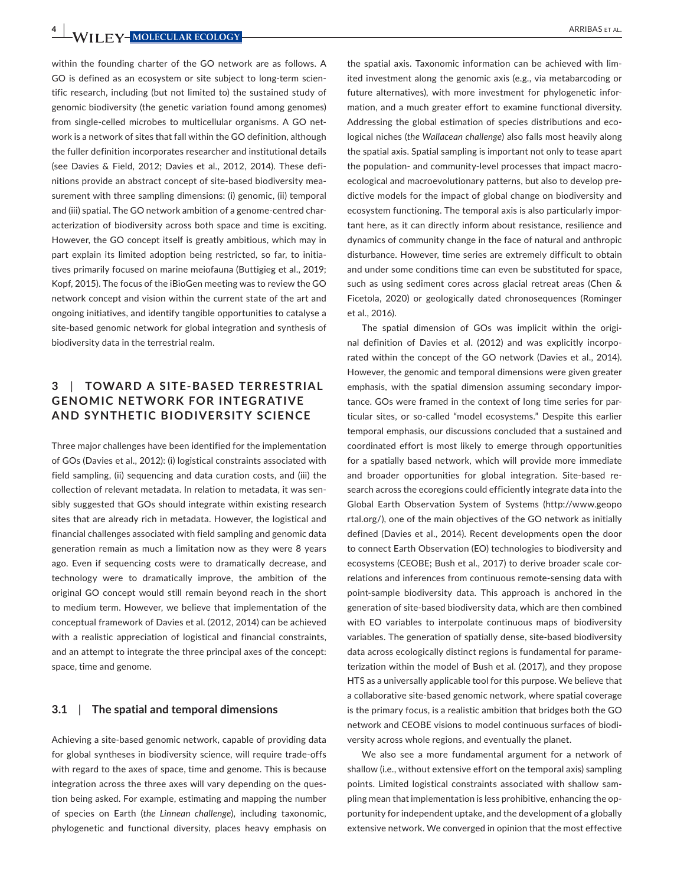within the founding charter of the GO network are as follows. A GO is defined as an ecosystem or site subject to long-term scientific research, including (but not limited to) the sustained study of genomic biodiversity (the genetic variation found among genomes) from single-celled microbes to multicellular organisms. A GO network is a network of sites that fall within the GO definition, although the fuller definition incorporates researcher and institutional details (see Davies & Field, 2012; Davies et al., 2012, 2014). These definitions provide an abstract concept of site-based biodiversity measurement with three sampling dimensions: (i) genomic, (ii) temporal and (iii) spatial. The GO network ambition of a genome-centred characterization of biodiversity across both space and time is exciting. However, the GO concept itself is greatly ambitious, which may in part explain its limited adoption being restricted, so far, to initiatives primarily focused on marine meiofauna (Buttigieg et al., 2019; Kopf, 2015). The focus of the iBioGen meeting was to review the GO network concept and vision within the current state of the art and ongoing initiatives, and identify tangible opportunities to catalyse a site-based genomic network for global integration and synthesis of biodiversity data in the terrestrial realm.

## 3 | TOWARD A SITE-BASED TERRESTRIAL GENOMIC NETWORK FOR INTEGRATIVE AND SYNTHETIC BIODIVERSITY SCIENCE

Three major challenges have been identified for the implementation of GOs (Davies et al., 2012): (i) logistical constraints associated with field sampling, (ii) sequencing and data curation costs, and (iii) the collection of relevant metadata. In relation to metadata, it was sensibly suggested that GOs should integrate within existing research sites that are already rich in metadata. However, the logistical and financial challenges associated with field sampling and genomic data generation remain as much a limitation now as they were 8 years ago. Even if sequencing costs were to dramatically decrease, and technology were to dramatically improve, the ambition of the original GO concept would still remain beyond reach in the short to medium term. However, we believe that implementation of the conceptual framework of Davies et al. (2012, 2014) can be achieved with a realistic appreciation of logistical and financial constraints, and an attempt to integrate the three principal axes of the concept: space, time and genome.

### 3.1 | The spatial and temporal dimensions

Achieving a site-based genomic network, capable of providing data for global syntheses in biodiversity science, will require trade-offs with regard to the axes of space, time and genome. This is because integration across the three axes will vary depending on the question being asked. For example, estimating and mapping the number of species on Earth (*the Linnean challenge*), including taxonomic, phylogenetic and functional diversity, places heavy emphasis on the spatial axis. Taxonomic information can be achieved with limited investment along the genomic axis (e.g., via metabarcoding or future alternatives), with more investment for phylogenetic information, and a much greater effort to examine functional diversity. Addressing the global estimation of species distributions and ecological niches (*the Wallacean challenge*) also falls most heavily along the spatial axis. Spatial sampling is important not only to tease apart the population- and community-level processes that impact macroecological and macroevolutionary patterns, but also to develop predictive models for the impact of global change on biodiversity and ecosystem functioning. The temporal axis is also particularly important here, as it can directly inform about resistance, resilience and dynamics of community change in the face of natural and anthropic disturbance. However, time series are extremely difficult to obtain and under some conditions time can even be substituted for space, such as using sediment cores across glacial retreat areas (Chen & Ficetola, 2020) or geologically dated chronosequences (Rominger et al., 2016).

The spatial dimension of GOs was implicit within the original definition of Davies et al. (2012) and was explicitly incorporated within the concept of the GO network (Davies et al., 2014). However, the genomic and temporal dimensions were given greater emphasis, with the spatial dimension assuming secondary importance. GOs were framed in the context of long time series for particular sites, or so-called "model ecosystems." Despite this earlier temporal emphasis, our discussions concluded that a sustained and coordinated effort is most likely to emerge through opportunities for a spatially based network, which will provide more immediate and broader opportunities for global integration. Site-based research across the ecoregions could efficiently integrate data into the Global Earth Observation System of Systems (http://www.geoportal.org/), one of the main objectives of the GO network as initially defined (Davies et al., 2014). Recent developments open the door to connect Earth Observation (EO) technologies to biodiversity and ecosystems (CEOBE; Bush et al., 2017) to derive broader scale correlations and inferences from continuous remote-sensing data with point-sample biodiversity data. This approach is anchored in the generation of site-based biodiversity data, which are then combined with EO variables to interpolate continuous maps of biodiversity variables. The generation of spatially dense, site-based biodiversity data across ecologically distinct regions is fundamental for parameterization within the model of Bush et al. (2017), and they propose HTS as a universally applicable tool for this purpose. We believe that a collaborative site-based genomic network, where spatial coverage is the primary focus, is a realistic ambition that bridges both the GO network and CEOBE visions to model continuous surfaces of biodiversity across whole regions, and eventually the planet.

We also see a more fundamental argument for a network of shallow (i.e., without extensive effort on the temporal axis) sampling points. Limited logistical constraints associated with shallow sampling mean that implementation is less prohibitive, enhancing the opportunity for independent uptake, and the development of a globally extensive network. We converged in opinion that the most effective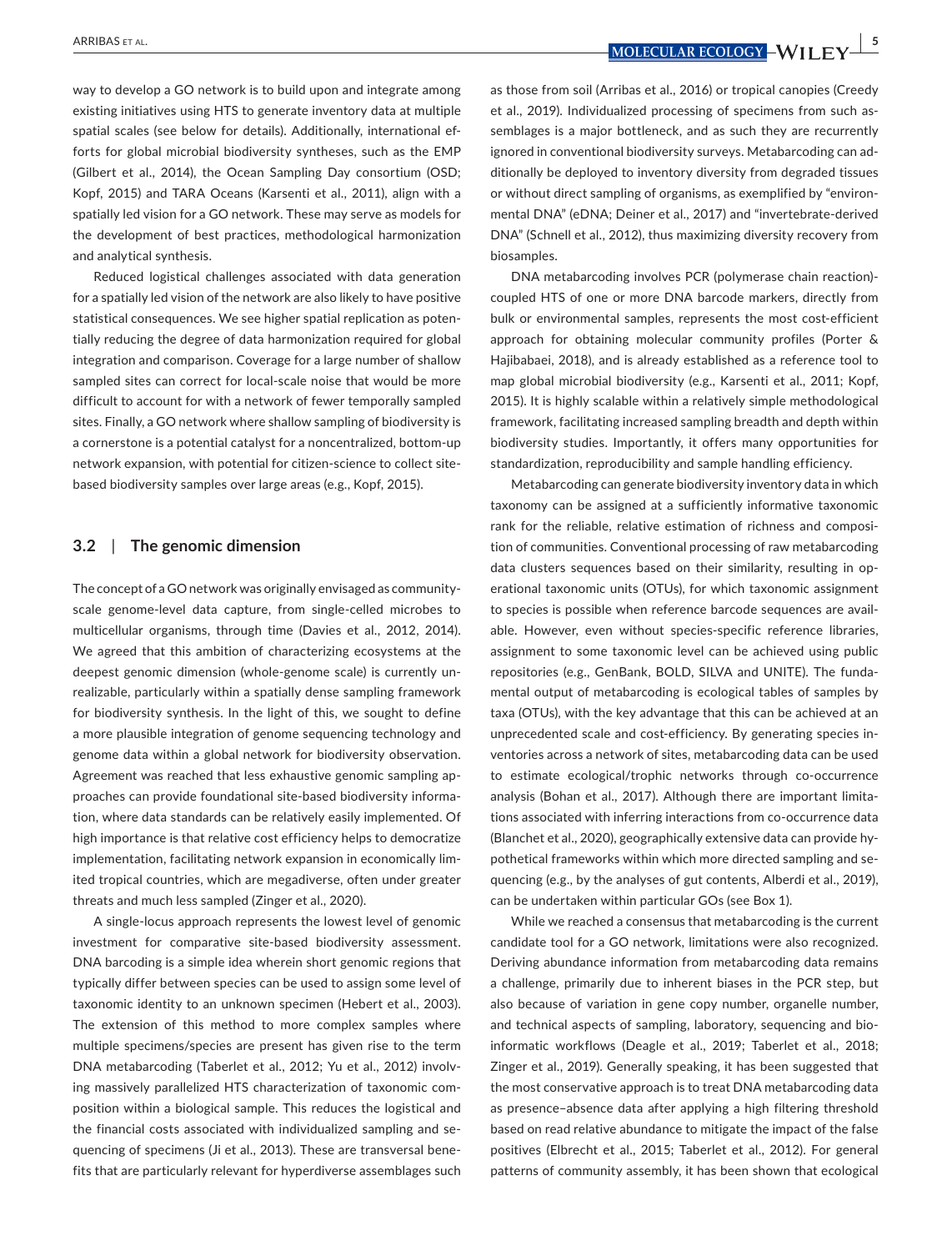way to develop a GO network is to build upon and integrate among existing initiatives using HTS to generate inventory data at multiple spatial scales (see below for details). Additionally, international efforts for global microbial biodiversity syntheses, such as the EMP (Gilbert et al., 2014), the Ocean Sampling Day consortium (OSD; Kopf, 2015) and TARA Oceans (Karsenti et al., 2011), align with a spatially led vision for a GO network. These may serve as models for the development of best practices, methodological harmonization and analytical synthesis.

Reduced logistical challenges associated with data generation for a spatially led vision of the network are also likely to have positive statistical consequences. We see higher spatial replication as potentially reducing the degree of data harmonization required for global integration and comparison. Coverage for a large number of shallow sampled sites can correct for local-scale noise that would be more difficult to account for with a network of fewer temporally sampled sites. Finally, a GO network where shallow sampling of biodiversity is a cornerstone is a potential catalyst for a noncentralized, bottom-up network expansion, with potential for citizen-science to collect site-based biodiversity samples over large areas (e.g., Kopf, 2015).

### 3.2 | The genomic dimension

The concept of a GO network was originally envisaged as community-scale genome-level data capture, from single-celled microbes to multicellular organisms, through time (Davies et al., 2012, 2014). We agreed that this ambition of characterizing ecosystems at the deepest genomic dimension (whole-genome scale) is currently unrealizable, particularly within a spatially dense sampling framework for biodiversity synthesis. In the light of this, we sought to define a more plausible integration of genome sequencing technology and genome data within a global network for biodiversity observation. Agreement was reached that less exhaustive genomic sampling approaches can provide foundational site-based biodiversity information, where data standards can be relatively easily implemented. Of high importance is that relative cost efficiency helps to democratize implementation, facilitating network expansion in economically limited tropical countries, which are megadiverse, often under greater threats and much less sampled (Zinger et al., 2020).

A single-locus approach represents the lowest level of genomic investment for comparative site-based biodiversity assessment. DNA barcoding is a simple idea wherein short genomic regions that typically differ between species can be used to assign some level of taxonomic identity to an unknown specimen (Hebert et al., 2003). The extension of this method to more complex samples where multiple specimens/species are present has given rise to the term DNA metabarcoding (Taberlet et al., 2012; Yu et al., 2012) involving massively parallelized HTS characterization of taxonomic composition within a biological sample. This reduces the logistical and the financial costs associated with individualized sampling and sequencing of specimens (Ji et al., 2013). These are transversal benefits that are particularly relevant for hyperdiverse assemblages such as those from soil (Arribas et al., 2016) or tropical canopies (Creedy et al., 2019). Individualized processing of specimens from such assemblages is a major bottleneck, and as such they are recurrently ignored in conventional biodiversity surveys. Metabarcoding can additionally be deployed to inventory diversity from degraded tissues or without direct sampling of organisms, as exemplified by "environmental DNA" (eDNA; Deiner et al., 2017) and "invertebrate-derived DNA" (Schnell et al., 2012), thus maximizing diversity recovery from biosamples.

DNA metabarcoding involves PCR (polymerase chain reaction)-coupled HTS of one or more DNA barcode markers, directly from bulk or environmental samples, represents the most cost-efficient approach for obtaining molecular community profiles (Porter & Hajibabaei, 2018), and is already established as a reference tool to map global microbial biodiversity (e.g., Karsenti et al., 2011; Kopf, 2015). It is highly scalable within a relatively simple methodological framework, facilitating increased sampling breadth and depth within biodiversity studies. Importantly, it offers many opportunities for standardization, reproducibility and sample handling efficiency.

Metabarcoding can generate biodiversity inventory data in which taxonomy can be assigned at a sufficiently informative taxonomic rank for the reliable, relative estimation of richness and composition of communities. Conventional processing of raw metabarcoding data clusters sequences based on their similarity, resulting in operational taxonomic units (OTUs), for which taxonomic assignment to species is possible when reference barcode sequences are available. However, even without species-specific reference libraries, assignment to some taxonomic level can be achieved using public repositories (e.g., GenBank, BOLD, SILVA and UNITE). The fundamental output of metabarcoding is ecological tables of samples by taxa (OTUs), with the key advantage that this can be achieved at an unprecedented scale and cost-efficiency. By generating species inventories across a network of sites, metabarcoding data can be used to estimate ecological/trophic networks through co-occurrence analysis (Bohan et al., 2017). Although there are important limitations associated with inferring interactions from co-occurrence data (Blanchet et al., 2020), geographically extensive data can provide hypothetical frameworks within which more directed sampling and sequencing (e.g., by the analyses of gut contents, Alberdi et al., 2019), can be undertaken within particular GOs (see Box 1).

While we reached a consensus that metabarcoding is the current candidate tool for a GO network, limitations were also recognized. Deriving abundance information from metabarcoding data remains a challenge, primarily due to inherent biases in the PCR step, but also because of variation in gene copy number, organelle number, and technical aspects of sampling, laboratory, sequencing and bioinformatic workflows (Deagle et al., 2019; Taberlet et al., 2018; Zinger et al., 2019). Generally speaking, it has been suggested that the most conservative approach is to treat DNA metabarcoding data as presence–absence data after applying a high filtering threshold based on read relative abundance to mitigate the impact of the false positives (Elbrecht et al., 2015; Taberlet et al., 2012). For general patterns of community assembly, it has been shown that ecological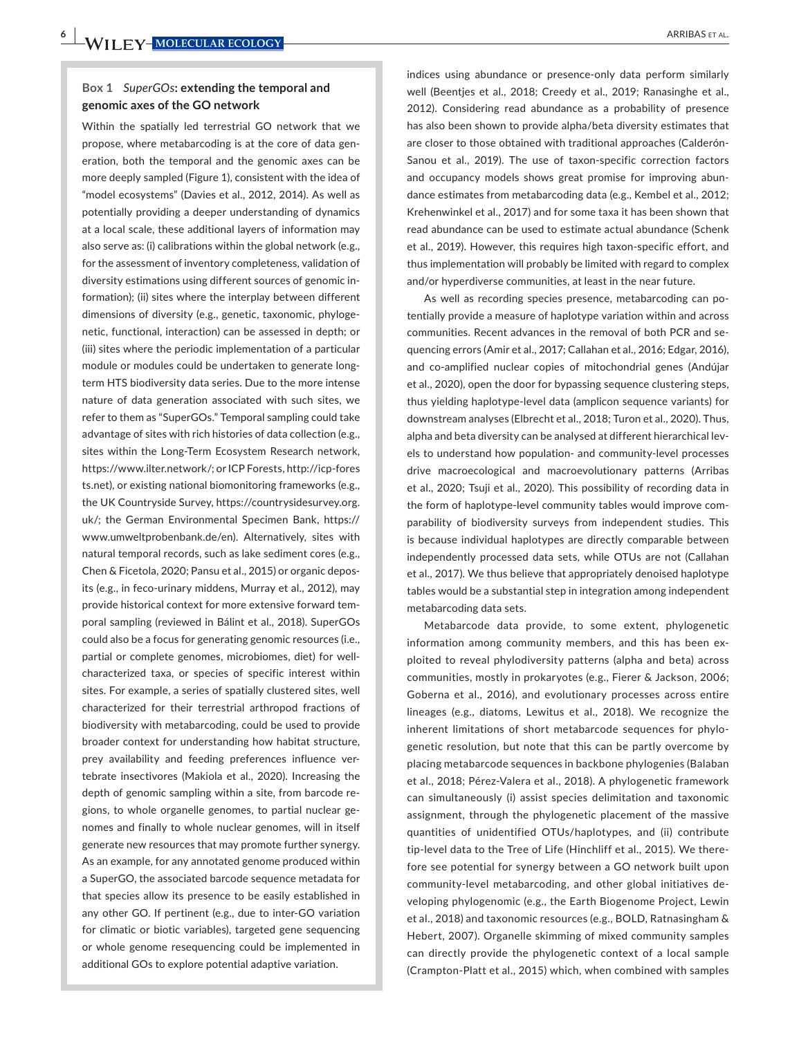**Box 1** *SuperGOs*: **extending the temporal and genomic axes of the GO network**

Within the spatially led terrestrial GO network that we propose, where metabarcoding is at the core of data generation, both the temporal and the genomic axes can be more deeply sampled (Figure 1), consistent with the idea of "model ecosystems" (Davies et al., 2012, 2014). As well as potentially providing a deeper understanding of dynamics at a local scale, these additional layers of information may also serve as: (i) calibrations within the global network (e.g., for the assessment of inventory completeness, validation of diversity estimations using different sources of genomic information); (ii) sites where the interplay between different dimensions of diversity (e.g., genetic, taxonomic, phylogenetic, functional, interaction) can be assessed in depth; or (iii) sites where the periodic implementation of a particular module or modules could be undertaken to generate long-term HTS biodiversity data series. Due to the more intense nature of data generation associated with such sites, we refer to them as "SuperGOs." Temporal sampling could take advantage of sites with rich histories of data collection (e.g., sites within the Long-Term Ecosystem Research network, https://www.ilter.network/; or ICP Forests, http://icp-forests.net), or existing national biomonitoring frameworks (e.g., the UK Countryside Survey, https://countrysidesurvey.org.uk/; the German Environmental Specimen Bank, https://www.umweltprobenbank.de/en). Alternatively, sites with natural temporal records, such as lake sediment cores (e.g., Chen & Ficetola, 2020; Pansu et al., 2015) or organic deposits (e.g., in feco-urinary middens, Murray et al., 2012), may provide historical context for more extensive forward temporal sampling (reviewed in Bálint et al., 2018). SuperGOs could also be a focus for generating genomic resources (i.e., partial or complete genomes, microbiomes, diet) for well-characterized taxa, or species of specific interest within sites. For example, a series of spatially clustered sites, well characterized for their terrestrial arthropod fractions of biodiversity with metabarcoding, could be used to provide broader context for understanding how habitat structure, prey availability and feeding preferences influence vertebrate insectivores (Makiola et al., 2020). Increasing the depth of genomic sampling within a site, from barcode regions, to whole organelle genomes, to partial nuclear genomes and finally to whole nuclear genomes, will in itself generate new resources that may promote further synergy. As an example, for any annotated genome produced within a SuperGO, the associated barcode sequence metadata for that species allow its presence to be easily established in any other GO. If pertinent (e.g., due to inter-GO variation for climatic or biotic variables), targeted gene sequencing or whole genome resequencing could be implemented in additional GOs to explore potential adaptive variation.

indices using abundance or presence-only data perform similarly well (Beentjes et al., 2018; Creedy et al., 2019; Ranasinghe et al., 2012). Considering read abundance as a probability of presence has also been shown to provide alpha/beta diversity estimates that are closer to those obtained with traditional approaches (Calderón-Sanou et al., 2019). The use of taxon-specific correction factors and occupancy models shows great promise for improving abundance estimates from metabarcoding data (e.g., Kembel et al., 2012; Krehenwinkel et al., 2017) and for some taxa it has been shown that read abundance can be used to estimate actual abundance (Schenk et al., 2019). However, this requires high taxon-specific effort, and thus implementation will probably be limited with regard to complex and/or hyperdiverse communities, at least in the near future.

As well as recording species presence, metabarcoding can potentially provide a measure of haplotype variation within and across communities. Recent advances in the removal of both PCR and sequencing errors (Amir et al., 2017; Callahan et al., 2016; Edgar, 2016), and co-amplified nuclear copies of mitochondrial genes (Andújar et al., 2020), open the door for bypassing sequence clustering steps, thus yielding haplotype-level data (amplicon sequence variants) for downstream analyses (Elbrecht et al., 2018; Turon et al., 2020). Thus, alpha and beta diversity can be analysed at different hierarchical levels to understand how population- and community-level processes drive macroecological and macroevolutionary patterns (Arribas et al., 2020; Tsuji et al., 2020). This possibility of recording data in the form of haplotype-level community tables would improve comparability of biodiversity surveys from independent studies. This is because individual haplotypes are directly comparable between independently processed data sets, while OTUs are not (Callahan et al., 2017). We thus believe that appropriately denoised haplotype tables would be a substantial step in integration among independent metabarcoding data sets.

Metabarcode data provide, to some extent, phylogenetic information among community members, and this has been exploited to reveal phylodiversity patterns (alpha and beta) across communities, mostly in prokaryotes (e.g., Fierer & Jackson, 2006; Goberna et al., 2016), and evolutionary processes across entire lineages (e.g., diatoms, Lewitus et al., 2018). We recognize the inherent limitations of short metabarcode sequences for phylogenetic resolution, but note that this can be partly overcome by placing metabarcode sequences in backbone phylogenies (Balaban et al., 2018; Pérez-Valera et al., 2018). A phylogenetic framework can simultaneously (i) assist species delimitation and taxonomic assignment, through the phylogenetic placement of the massive quantities of unidentified OTUs/haplotypes, and (ii) contribute tip-level data to the Tree of Life (Hinchliff et al., 2015). We therefore see potential for synergy between a GO network built upon community-level metabarcoding, and other global initiatives developing phylogenomic (e.g., the Earth Biogenome Project, Lewin et al., 2018) and taxonomic resources (e.g., BOLD, Ratnasingham & Hebert, 2007). Organelle skimming of mixed community samples can directly provide the phylogenetic context of a local sample (Crampton-Platt et al., 2015) which, when combined with samples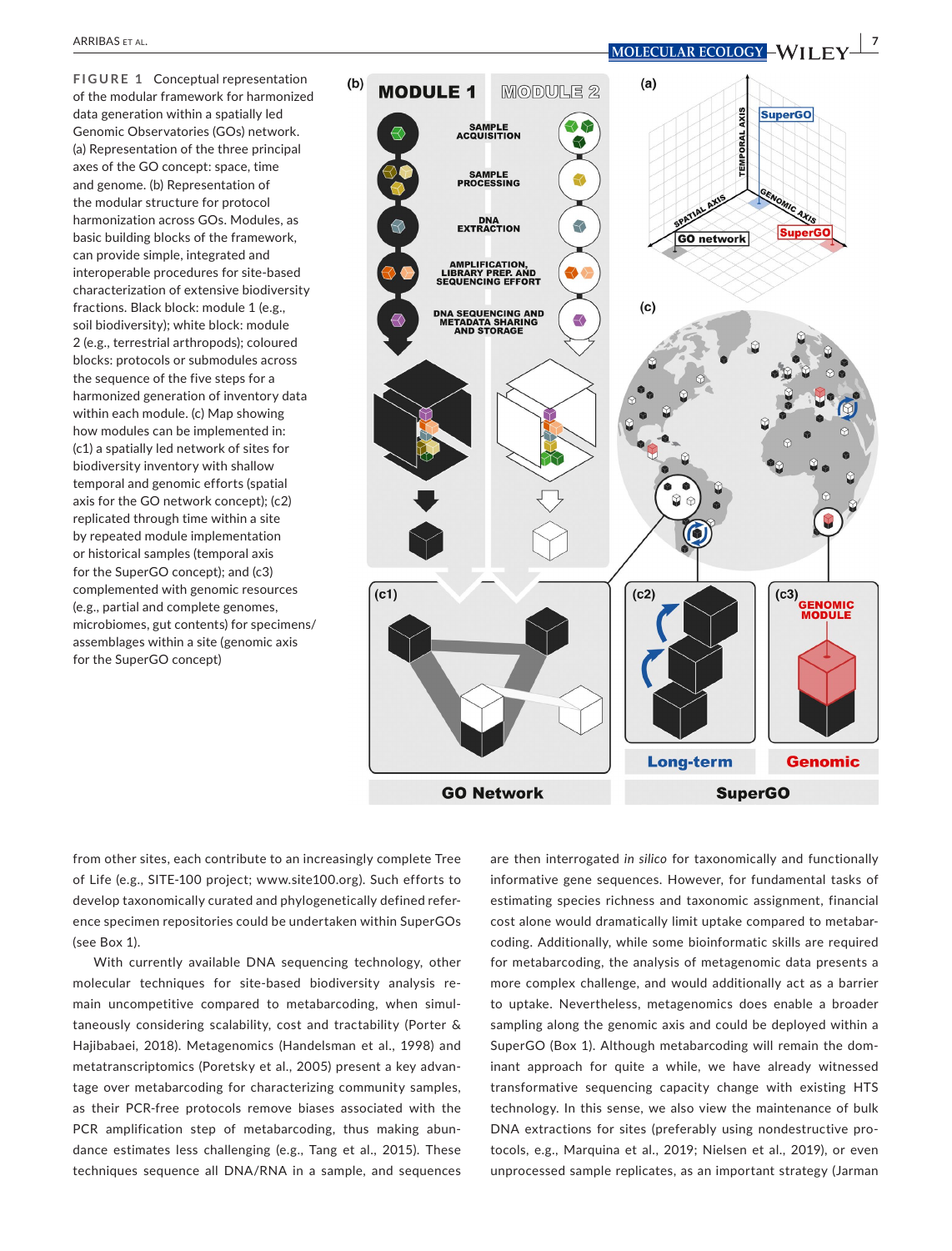**FIGURE 1** Conceptual representation of the modular framework for harmonized data generation within a spatially led Genomic Observatories (GOs) network. (a) Representation of the three principal axes of the GO concept: space, time and genome. (b) Representation of the modular structure for protocol harmonization across GOs. Modules, as basic building blocks of the framework, can provide simple, integrated and interoperable procedures for site-based characterization of extensive biodiversity fractions. Black block: module 1 (e.g., soil biodiversity); white block: module 2 (e.g., terrestrial arthropods); coloured blocks: protocols or submodules across the sequence of the five steps for a harmonized generation of inventory data within each module. (c) Map showing how modules can be implemented in: (c1) a spatially led network of sites for biodiversity inventory with shallow temporal and genomic efforts (spatial axis for the GO network concept); (c2) replicated through time within a site by repeated module implementation or historical samples (temporal axis for the SuperGO concept); and (c3) complemented with genomic resources (e.g., partial and complete genomes, microbiomes, gut contents) for specimens/assemblages within a site (genomic axis for the SuperGO concept)

from other sites, each contribute to an increasingly complete Tree of Life (e.g., SITE-100 project; www.site100.org). Such efforts to develop taxonomically curated and phylogenetically defined reference specimen repositories could be undertaken within SuperGOs (see Box 1).

With currently available DNA sequencing technology, other molecular techniques for site-based biodiversity analysis remain uncompetitive compared to metabarcoding, when simultaneously considering scalability, cost and tractability (Porter & Hajibabaei, 2018). Metagenomics (Handelsman et al., 1998) and metatranscriptomics (Poretsky et al., 2005) present a key advantage over metabarcoding for characterizing community samples, as their PCR-free protocols remove biases associated with the PCR amplification step of metabarcoding, thus making abundance estimates less challenging (e.g., Tang et al., 2015). These techniques sequence all DNA/RNA in a sample, and sequences are then interrogated *in silico* for taxonomically and functionally informative gene sequences. However, for fundamental tasks of estimating species richness and taxonomic assignment, financial cost alone would dramatically limit uptake compared to metabarcoding. Additionally, while some bioinformatic skills are required for metabarcoding, the analysis of metagenomic data presents a more complex challenge, and would additionally act as a barrier to uptake. Nevertheless, metagenomics does enable a broader sampling along the genomic axis and could be deployed within a SuperGO (Box 1). Although metabarcoding will remain the dominant approach for quite a while, we have already witnessed transformative sequencing capacity change with existing HTS technology. In this sense, we also view the maintenance of bulk DNA extractions for sites (preferably using nondestructive protocols, e.g., Marquina et al., 2019; Nielsen et al., 2019), or even unprocessed sample replicates, as an important strategy (Jarman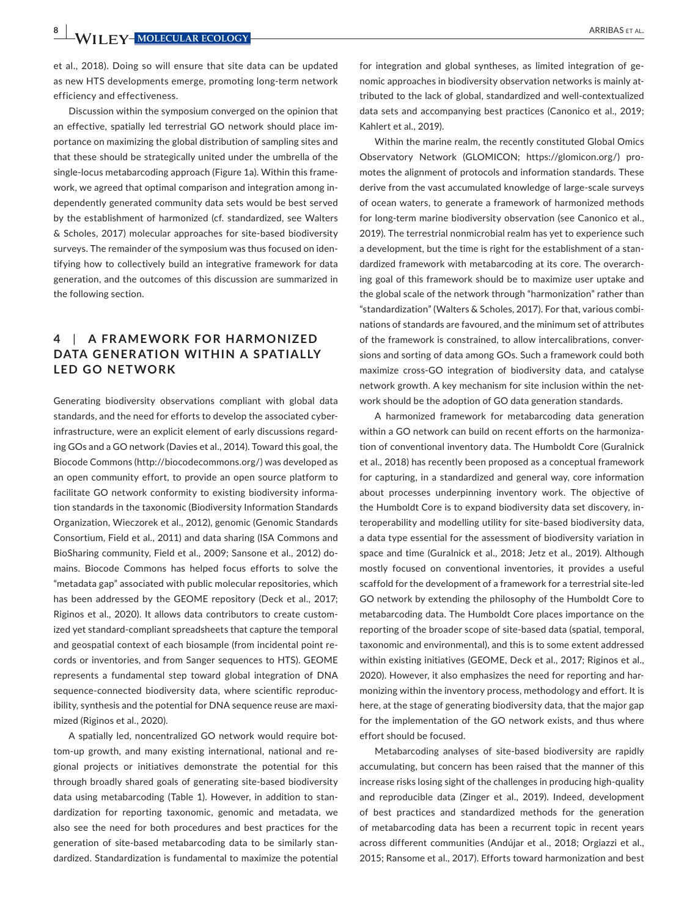et al., 2018). Doing so will ensure that site data can be updated as new HTS developments emerge, promoting long-term network efficiency and effectiveness.

Discussion within the symposium converged on the opinion that an effective, spatially led terrestrial GO network should place importance on maximizing the global distribution of sampling sites and that these should be strategically united under the umbrella of the single-locus metabarcoding approach (Figure 1a). Within this framework, we agreed that optimal comparison and integration among independently generated community data sets would be best served by the establishment of harmonized (cf. standardized, see Walters & Scholes, 2017) molecular approaches for site-based biodiversity surveys. The remainder of the symposium was thus focused on identifying how to collectively build an integrative framework for data generation, and the outcomes of this discussion are summarized in the following section.

## 4 | A FRAMEWORK FOR HARMONIZED DATA GENERATION WITHIN A SPATIALLY LED GO NETWORK

Generating biodiversity observations compliant with global data standards, and the need for efforts to develop the associated cyberinfrastructure, were an explicit element of early discussions regarding GOs and a GO network (Davies et al., 2014). Toward this goal, the Biocode Commons (http://biocodecommons.org/) was developed as an open community effort, to provide an open source platform to facilitate GO network conformity to existing biodiversity information standards in the taxonomic (Biodiversity Information Standards Organization, Wieczorek et al., 2012), genomic (Genomic Standards Consortium, Field et al., 2011) and data sharing (ISA Commons and BioSharing community, Field et al., 2009; Sansone et al., 2012) domains. Biocode Commons has helped focus efforts to solve the "metadata gap" associated with public molecular repositories, which has been addressed by the GEOME repository (Deck et al., 2017; Riginos et al., 2020). It allows data contributors to create customized yet standard-compliant spreadsheets that capture the temporal and geospatial context of each biosample (from incidental point records or inventories, and from Sanger sequences to HTS). GEOME represents a fundamental step toward global integration of DNA sequence-connected biodiversity data, where scientific reproducibility, synthesis and the potential for DNA sequence reuse are maximized (Riginos et al., 2020).

A spatially led, noncentralized GO network would require bottom-up growth, and many existing international, national and regional projects or initiatives demonstrate the potential for this through broadly shared goals of generating site-based biodiversity data using metabarcoding (Table 1). However, in addition to standardization for reporting taxonomic, genomic and metadata, we also see the need for both procedures and best practices for the generation of site-based metabarcoding data to be similarly standardized. Standardization is fundamental to maximize the potential for integration and global syntheses, as limited integration of genomic approaches in biodiversity observation networks is mainly attributed to the lack of global, standardized and well-contextualized data sets and accompanying best practices (Canonico et al., 2019; Kahlert et al., 2019).

Within the marine realm, the recently constituted Global Omics Observatory Network (GLOMICON; https://glomicon.org/) promotes the alignment of protocols and information standards. These derive from the vast accumulated knowledge of large-scale surveys of ocean waters, to generate a framework of harmonized methods for long-term marine biodiversity observation (see Canonico et al., 2019). The terrestrial nonmicrobial realm has yet to experience such a development, but the time is right for the establishment of a standardized framework with metabarcoding at its core. The overarching goal of this framework should be to maximize user uptake and the global scale of the network through "harmonization" rather than "standardization" (Walters & Scholes, 2017). For that, various combinations of standards are favoured, and the minimum set of attributes of the framework is constrained, to allow intercalibrations, conversions and sorting of data among GOs. Such a framework could both maximize cross-GO integration of biodiversity data, and catalyse network growth. A key mechanism for site inclusion within the network should be the adoption of GO data generation standards.

A harmonized framework for metabarcoding data generation within a GO network can build on recent efforts on the harmonization of conventional inventory data. The Humboldt Core (Guralnick et al., 2018) has recently been proposed as a conceptual framework for capturing, in a standardized and general way, core information about processes underpinning inventory work. The objective of the Humboldt Core is to expand biodiversity data set discovery, interoperability and modelling utility for site-based biodiversity data, a data type essential for the assessment of biodiversity variation in space and time (Guralnick et al., 2018; Jetz et al., 2019). Although mostly focused on conventional inventories, it provides a useful scaffold for the development of a framework for a terrestrial site-led GO network by extending the philosophy of the Humboldt Core to metabarcoding data. The Humboldt Core places importance on the reporting of the broader scope of site-based data (spatial, temporal, taxonomic and environmental), and this is to some extent addressed within existing initiatives (GEOME, Deck et al., 2017; Riginos et al., 2020). However, it also emphasizes the need for reporting and harmonizing within the inventory process, methodology and effort. It is here, at the stage of generating biodiversity data, that the major gap for the implementation of the GO network exists, and thus where effort should be focused.

Metabarcoding analyses of site-based biodiversity are rapidly accumulating, but concern has been raised that the manner of this increase risks losing sight of the challenges in producing high-quality and reproducible data (Zinger et al., 2019). Indeed, development of best practices and standardized methods for the generation of metabarcoding data has been a recurrent topic in recent years across different communities (Andújar et al., 2018; Orgiazzi et al., 2015; Ransome et al., 2017). Efforts toward harmonization and best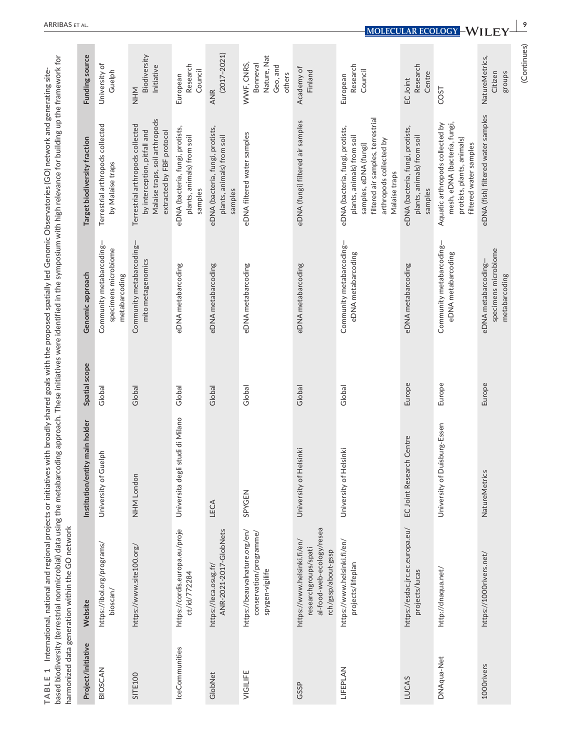**TABLE 1** International, national and regional projects or initiatives with broadly shared goals with the proposed spatially led Genomic Observatories (GO) network and generating site-based biodiversity (terrestrial nonmicrobial) data using the metabarcoding approach. These initiatives were identified in the symposium with high relevance for building up the framework for harmonized data generation within the GO network

| Project/initiative | Website | Institution/entity main holder | Spatial scope | Genomic approach | Target biodiversity fraction | Funding source |
|---|---|---|---|---|---|---|
| BIOSCAN | https://ibol.org/programs/bioscan/ | University of Guelph | Global | Community metabarcoding—specimens microbiome metabarcoding | Terrestrial arthropods collected by Malaise traps | University of Guelph |
| SITE100 | https://www.site100.org/ | NHM London | Global | Community metabarcoding—mito metagenomics | Terrestrial arthropods collected by interception, pitfall and Malaise traps, soil arthropods extracted by FBF protocol | NHM Biodiversity Initiative |
| IceCommunities | https://cordis.europa.eu/project/id/772284 | Universita degli studi di Milano | Global | eDNA metabarcoding | eDNA (bacteria, fungi, protists, plants, animals) from soil samples | European Research Council |
| GlobNet | https://leca.osug.fr/ANR-2021-2017-GlobNets | LECA | Global | eDNA metabarcoding | eDNA (bacteria, fungi, protists, plants, animals) from soil samples | ANR (2017–2021) |
| VIGILIFE | https://beauvalnature.org/en/conservation/programme/spygen-vigilife | SPYGEN | Global | eDNA metabarcoding | eDNA filtered water samples | WWF, CNRS, Bonneval Nature, Nat Geo, and others |
| GSSP | https://www.helsinki.fi/en/researchgroups/spatial-food-web-ecology/research/gssp/about-gssp | University of Helsinki | Global | eDNA metabarcoding | eDNA (fungi) filtered air samples | Academy of Finland |
| LIFEPLAN | https://www.helsinki.fi/en/projects/lifeplan | University of Helsinki | Global | Community metabarcoding—eDNA metabarcoding | eDNA (bacteria, fungi, protists, plants, animals) from soil samples, eDNA (fungi) filtered air samples, terrestrial arthropods collected by Malaise traps | European Research Council |
| LUCAS | https://esdac.jrc.ec.europa.eu/projects/lucas | EC Joint Research Centre | Europe | eDNA metabarcoding | eDNA (bacteria, fungi, protists, plants, animals) from soil samples | EC Joint Research Centre |
| DNAqua-Net | http://dnaqua.net/ | University of Duisburg-Essen | Europe | Community metabarcoding—eDNA metabarcoding | Aquatic arthropods collected by mesh, eDNA (bacteria, fungi, protists, plants, animals) filtered water samples | COST |
| 1000rivers | https://1000rivers.net/ | NatureMetrics | Europe | eDNA metabarcoding—specimens microbiome metabarcoding | eDNA (fish) filtered water samples | NatureMetrics, Citizen groups |

(Continues)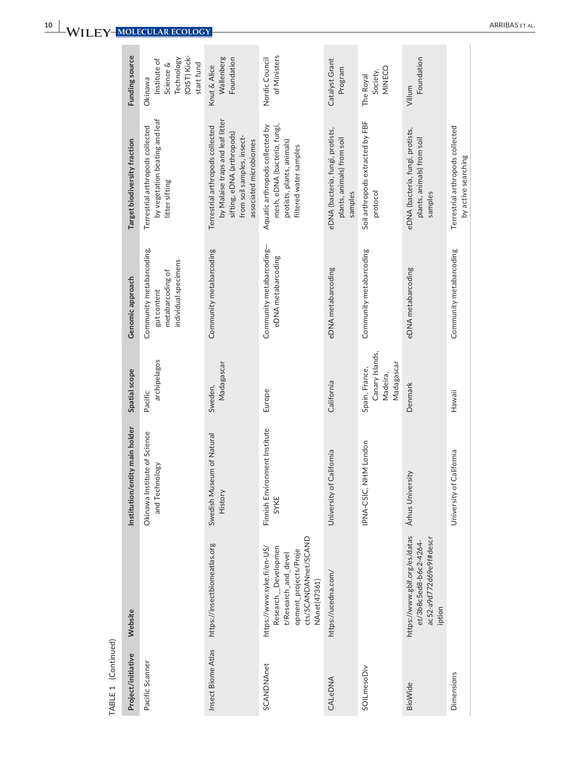TABLE 1 (Continued)

| Project/initiative | Website | Institution/entity main holder | Spatial scope | Genomic approach | Target biodiversity fraction | Funding source |
|---|---|---|---|---|---|---|
| Pacific Scanner | | Okinawa Institute of Science and Technology | Pacific archipelagos | Community metabarcoding, gut content metabarcoding of individual specimens | Terrestrial arthropods collected by vegetation beating and leaf litter sifting | Okinawa Institute of Science & Technology (OIST) Kick-start fund |
| Insect Biome Atlas | https://insectbiomeatlas.org | Swedish Museum of Natural History | Sweden, Madagascar | Community metabarcoding | Terrestrial arthropods collected by Malaise traps and leaf litter sifting, eDNA (arthropods) from soil samples, insect-associated microbiomes | Knut & Alice Wallenberg Foundation |
| SCANDNAnet | https://www.syke.fi/en-US/Research__Development/Research_and_development_projects/Projects/SCANDNAnet/SCANDNAnet(47361) | Finnish Environment Institute SYKE | Europe | Community metabarcoding—eDNA metabarcoding | Aquatic arthropods collected by mesh, eDNA (bacteria, fungi, protists, plants, animals) filtered water samples | Nordic Council of Ministers |
| CALeDNA | https://ucedna.com/ | University of California | California | eDNA metabarcoding | eDNA (bacteria, fungi, protists, plants, animals) from soil samples | Catalyst Grant Program |
| SOILmesoDiv | | IPNA-CSIC, NHM London | Spain, France, Canary Islands, Madeira, Madagascar | Community metabarcoding | Soil arthropods extracted by FBF protocol | The Royal Society, MINECO |
| BioWide | https://www.gbif.org/es/dataset/3b8c5ed8-b6c2-4264-ac52-a9d772d69e9f#description | Århus University | Denmark | eDNA metabarcoding | eDNA (bacteria, fungi, protists, plants, animals) from soil samples | Villum Foundation |
| Dimensions | | University of California | Hawaii | Community metabarcoding | Terrestrial arthropods collected by active searching | |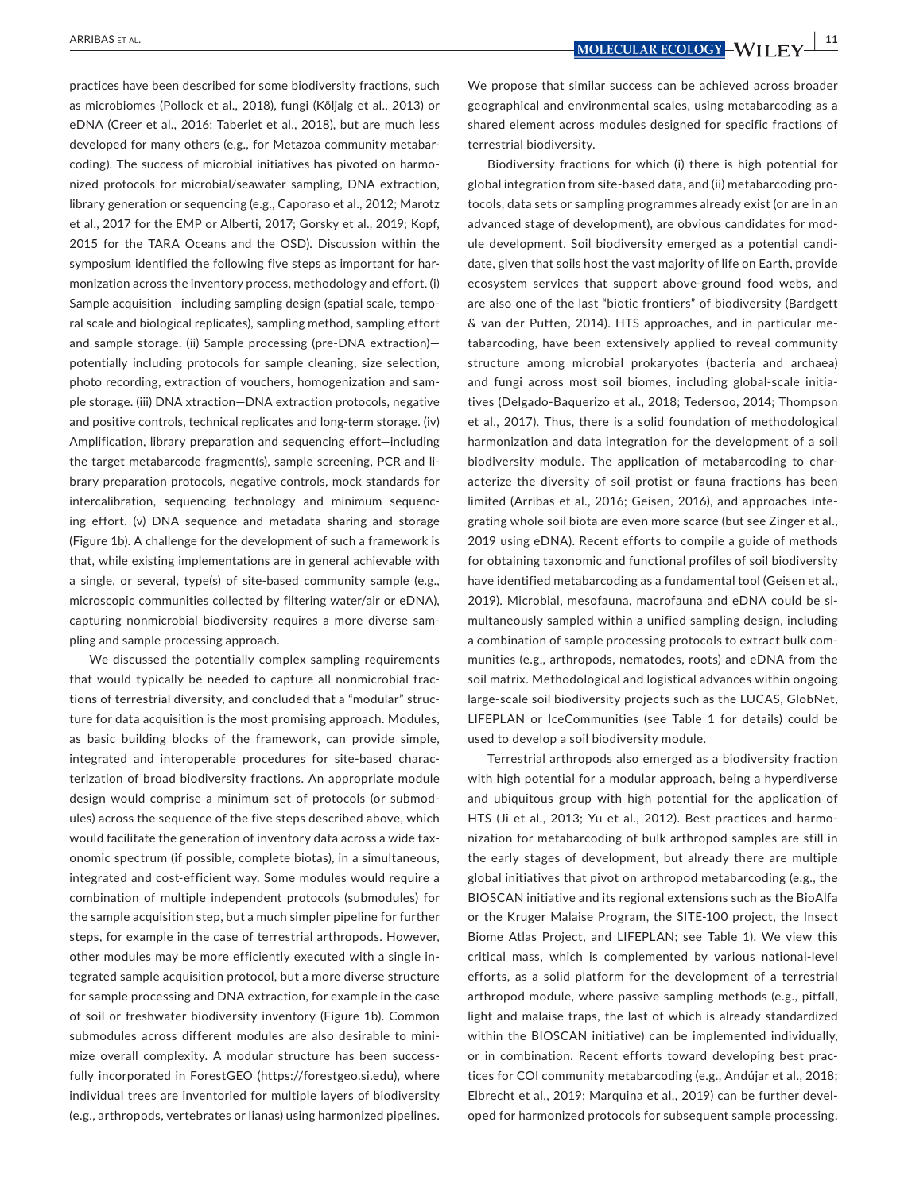practices have been described for some biodiversity fractions, such as microbiomes (Pollock et al., 2018), fungi (Kõljalg et al., 2013) or eDNA (Creer et al., 2016; Taberlet et al., 2018), but are much less developed for many others (e.g., for Metazoa community metabarcoding). The success of microbial initiatives has pivoted on harmonized protocols for microbial/seawater sampling, DNA extraction, library generation or sequencing (e.g., Caporaso et al., 2012; Marotz et al., 2017 for the EMP or Alberti, 2017; Gorsky et al., 2019; Kopf, 2015 for the TARA Oceans and the OSD). Discussion within the symposium identified the following five steps as important for harmonization across the inventory process, methodology and effort. (i) Sample acquisition—including sampling design (spatial scale, temporal scale and biological replicates), sampling method, sampling effort and sample storage. (ii) Sample processing (pre-DNA extraction)—potentially including protocols for sample cleaning, size selection, photo recording, extraction of vouchers, homogenization and sample storage. (iii) DNA xtraction—DNA extraction protocols, negative and positive controls, technical replicates and long-term storage. (iv) Amplification, library preparation and sequencing effort—including the target metabarcode fragment(s), sample screening, PCR and library preparation protocols, negative controls, mock standards for intercalibration, sequencing technology and minimum sequencing effort. (v) DNA sequence and metadata sharing and storage (Figure 1b). A challenge for the development of such a framework is that, while existing implementations are in general achievable with a single, or several, type(s) of site-based community sample (e.g., microscopic communities collected by filtering water/air or eDNA), capturing nonmicrobial biodiversity requires a more diverse sampling and sample processing approach.

We discussed the potentially complex sampling requirements that would typically be needed to capture all nonmicrobial fractions of terrestrial diversity, and concluded that a "modular" structure for data acquisition is the most promising approach. Modules, as basic building blocks of the framework, can provide simple, integrated and interoperable procedures for site-based characterization of broad biodiversity fractions. An appropriate module design would comprise a minimum set of protocols (or submodules) across the sequence of the five steps described above, which would facilitate the generation of inventory data across a wide taxonomic spectrum (if possible, complete biotas), in a simultaneous, integrated and cost-efficient way. Some modules would require a combination of multiple independent protocols (submodules) for the sample acquisition step, but a much simpler pipeline for further steps, for example in the case of terrestrial arthropods. However, other modules may be more efficiently executed with a single integrated sample acquisition protocol, but a more diverse structure for sample processing and DNA extraction, for example in the case of soil or freshwater biodiversity inventory (Figure 1b). Common submodules across different modules are also desirable to minimize overall complexity. A modular structure has been successfully incorporated in ForestGEO (https://forestgeo.si.edu), where individual trees are inventoried for multiple layers of biodiversity (e.g., arthropods, vertebrates or lianas) using harmonized pipelines. We propose that similar success can be achieved across broader geographical and environmental scales, using metabarcoding as a shared element across modules designed for specific fractions of terrestrial biodiversity.

Biodiversity fractions for which (i) there is high potential for global integration from site-based data, and (ii) metabarcoding protocols, data sets or sampling programmes already exist (or are in an advanced stage of development), are obvious candidates for module development. Soil biodiversity emerged as a potential candidate, given that soils host the vast majority of life on Earth, provide ecosystem services that support above-ground food webs, and are also one of the last "biotic frontiers" of biodiversity (Bardgett & van der Putten, 2014). HTS approaches, and in particular metabarcoding, have been extensively applied to reveal community structure among microbial prokaryotes (bacteria and archaea) and fungi across most soil biomes, including global-scale initiatives (Delgado-Baquerizo et al., 2018; Tedersoo, 2014; Thompson et al., 2017). Thus, there is a solid foundation of methodological harmonization and data integration for the development of a soil biodiversity module. The application of metabarcoding to characterize the diversity of soil protist or fauna fractions has been limited (Arribas et al., 2016; Geisen, 2016), and approaches integrating whole soil biota are even more scarce (but see Zinger et al., 2019 using eDNA). Recent efforts to compile a guide of methods for obtaining taxonomic and functional profiles of soil biodiversity have identified metabarcoding as a fundamental tool (Geisen et al., 2019). Microbial, mesofauna, macrofauna and eDNA could be simultaneously sampled within a unified sampling design, including a combination of sample processing protocols to extract bulk communities (e.g., arthropods, nematodes, roots) and eDNA from the soil matrix. Methodological and logistical advances within ongoing large-scale soil biodiversity projects such as the LUCAS, GlobNet, LIFEPLAN or IceCommunities (see Table 1 for details) could be used to develop a soil biodiversity module.

Terrestrial arthropods also emerged as a biodiversity fraction with high potential for a modular approach, being a hyperdiverse and ubiquitous group with high potential for the application of HTS (Ji et al., 2013; Yu et al., 2012). Best practices and harmonization for metabarcoding of bulk arthropod samples are still in the early stages of development, but already there are multiple global initiatives that pivot on arthropod metabarcoding (e.g., the BIOSCAN initiative and its regional extensions such as the BioAlfa or the Kruger Malaise Program, the SITE-100 project, the Insect Biome Atlas Project, and LIFEPLAN; see Table 1). We view this critical mass, which is complemented by various national-level efforts, as a solid platform for the development of a terrestrial arthropod module, where passive sampling methods (e.g., pitfall, light and malaise traps, the last of which is already standardized within the BIOSCAN initiative) can be implemented individually, or in combination. Recent efforts toward developing best practices for COI community metabarcoding (e.g., Andújar et al., 2018; Elbrecht et al., 2019; Marquina et al., 2019) can be further developed for harmonized protocols for subsequent sample processing.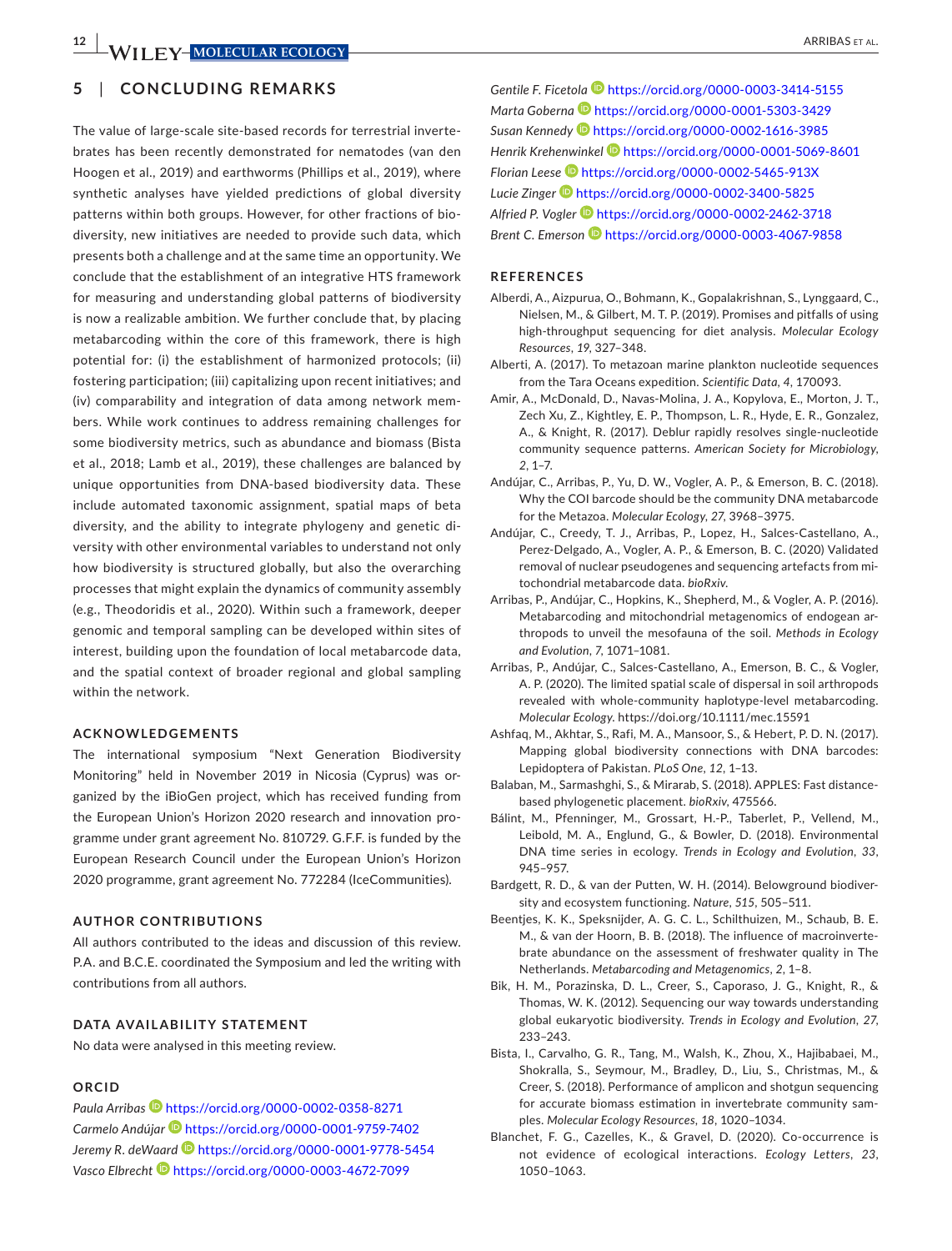## 5 | CONCLUDING REMARKS

The value of large-scale site-based records for terrestrial invertebrates has been recently demonstrated for nematodes (van den Hoogen et al., 2019) and earthworms (Phillips et al., 2019), where synthetic analyses have yielded predictions of global diversity patterns within both groups. However, for other fractions of biodiversity, new initiatives are needed to provide such data, which presents both a challenge and at the same time an opportunity. We conclude that the establishment of an integrative HTS framework for measuring and understanding global patterns of biodiversity is now a realizable ambition. We further conclude that, by placing metabarcoding within the core of this framework, there is high potential for: (i) the establishment of harmonized protocols; (ii) fostering participation; (iii) capitalizing upon recent initiatives; and (iv) comparability and integration of data among network members. While work continues to address remaining challenges for some biodiversity metrics, such as abundance and biomass (Bista et al., 2018; Lamb et al., 2019), these challenges are balanced by unique opportunities from DNA-based biodiversity data. These include automated taxonomic assignment, spatial maps of beta diversity, and the ability to integrate phylogeny and genetic diversity with other environmental variables to understand not only how biodiversity is structured globally, but also the overarching processes that might explain the dynamics of community assembly (e.g., Theodoridis et al., 2020). Within such a framework, deeper genomic and temporal sampling can be developed within sites of interest, building upon the foundation of local metabarcode data, and the spatial context of broader regional and global sampling within the network.

### ACKNOWLEDGEMENTS

The international symposium "Next Generation Biodiversity Monitoring" held in November 2019 in Nicosia (Cyprus) was organized by the iBioGen project, which has received funding from the European Union's Horizon 2020 research and innovation programme under grant agreement No. 810729. G.F.F. is funded by the European Research Council under the European Union's Horizon 2020 programme, grant agreement No. 772284 (IceCommunities).

### AUTHOR CONTRIBUTIONS

All authors contributed to the ideas and discussion of this review. P.A. and B.C.E. coordinated the Symposium and led the writing with contributions from all authors.

### DATA AVAILABILITY STATEMENT

No data were analysed in this meeting review.

### ORCID

*Paula Arribas* https://orcid.org/0000-0002-0358-8271
*Carmelo Andújar* https://orcid.org/0000-0001-9759-7402
*Jeremy R. deWaard* https://orcid.org/0000-0001-9778-5454
*Vasco Elbrecht* https://orcid.org/0000-0003-4672-7099
*Gentile F. Ficetola* https://orcid.org/0000-0003-3414-5155
*Marta Goberna* https://orcid.org/0000-0001-5303-3429
*Susan Kennedy* https://orcid.org/0000-0002-1616-3985
*Henrik Krehenwinkel* https://orcid.org/0000-0001-5069-8601
*Florian Leese* https://orcid.org/0000-0002-5465-913X
*Lucie Zinger* https://orcid.org/0000-0002-3400-5825
*Alfried P. Vogler* https://orcid.org/0000-0002-2462-3718
*Brent C. Emerson* https://orcid.org/0000-0003-4067-9858

### REFERENCES

Alberdi, A., Aizpurua, O., Bohmann, K., Gopalakrishnan, S., Lynggaard, C., Nielsen, M., & Gilbert, M. T. P. (2019). Promises and pitfalls of using high-throughput sequencing for diet analysis. *Molecular Ecology Resources*, *19*, 327–348.

Alberti, A. (2017). To metazoan marine plankton nucleotide sequences from the Tara Oceans expedition. *Scientific Data*, *4*, 170093.

Amir, A., McDonald, D., Navas-Molina, J. A., Kopylova, E., Morton, J. T., Zech Xu, Z., Kightley, E. P., Thompson, L. R., Hyde, E. R., Gonzalez, A., & Knight, R. (2017). Deblur rapidly resolves single-nucleotide community sequence patterns. *American Society for Microbiology*, *2*, 1–7.

Andújar, C., Arribas, P., Yu, D. W., Vogler, A. P., & Emerson, B. C. (2018). Why the COI barcode should be the community DNA metabarcode for the Metazoa. *Molecular Ecology*, *27*, 3968–3975.

Andújar, C., Creedy, T. J., Arribas, P., Lopez, H., Salces-Castellano, A., Perez-Delgado, A., Vogler, A. P., & Emerson, B. C. (2020) Validated removal of nuclear pseudogenes and sequencing artefacts from mitochondrial metabarcode data. *bioRxiv*.

Arribas, P., Andújar, C., Hopkins, K., Shepherd, M., & Vogler, A. P. (2016). Metabarcoding and mitochondrial metagenomics of endogean arthropods to unveil the mesofauna of the soil. *Methods in Ecology and Evolution*, *7*, 1071–1081.

Arribas, P., Andújar, C., Salces-Castellano, A., Emerson, B. C., & Vogler, A. P. (2020). The limited spatial scale of dispersal in soil arthropods revealed with whole-community haplotype-level metabarcoding. *Molecular Ecology*. https://doi.org/10.1111/mec.15591

Ashfaq, M., Akhtar, S., Rafi, M. A., Mansoor, S., & Hebert, P. D. N. (2017). Mapping global biodiversity connections with DNA barcodes: Lepidoptera of Pakistan. *PLoS One*, *12*, 1–13.

Balaban, M., Sarmashghi, S., & Mirarab, S. (2018). APPLES: Fast distance-based phylogenetic placement. *bioRxiv*, 475566.

Bálint, M., Pfenninger, M., Grossart, H.-P., Taberlet, P., Vellend, M., Leibold, M. A., Englund, G., & Bowler, D. (2018). Environmental DNA time series in ecology. *Trends in Ecology and Evolution*, *33*, 945–957.

Bardgett, R. D., & van der Putten, W. H. (2014). Belowground biodiversity and ecosystem functioning. *Nature*, *515*, 505–511.

Beentjes, K. K., Speksnijder, A. G. C. L., Schilthuizen, M., Schaub, B. E. M., & van der Hoorn, B. B. (2018). The influence of macroinvertebrate abundance on the assessment of freshwater quality in The Netherlands. *Metabarcoding and Metagenomics*, *2*, 1–8.

Bik, H. M., Porazinska, D. L., Creer, S., Caporaso, J. G., Knight, R., & Thomas, W. K. (2012). Sequencing our way towards understanding global eukaryotic biodiversity. *Trends in Ecology and Evolution*, *27*, 233–243.

Bista, I., Carvalho, G. R., Tang, M., Walsh, K., Zhou, X., Hajibabaei, M., Shokralla, S., Seymour, M., Bradley, D., Liu, S., Christmas, M., & Creer, S. (2018). Performance of amplicon and shotgun sequencing for accurate biomass estimation in invertebrate community samples. *Molecular Ecology Resources*, *18*, 1020–1034.

Blanchet, F. G., Cazelles, K., & Gravel, D. (2020). Co-occurrence is not evidence of ecological interactions. *Ecology Letters*, *23*, 1050–1063.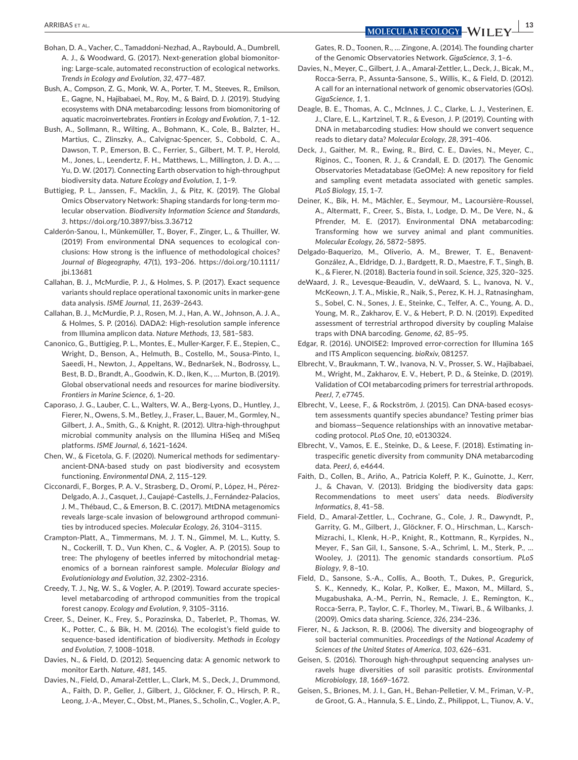Bohan, D. A., Vacher, C., Tamaddoni-Nezhad, A., Raybould, A., Dumbrell, A. J., & Woodward, G. (2017). Next-generation global biomonitoring: Large-scale, automated reconstruction of ecological networks. *Trends in Ecology and Evolution*, *32*, 477–487.

Bush, A., Compson, Z. G., Monk, W. A., Porter, T. M., Steeves, R., Emilson, E., Gagne, N., Hajibabaei, M., Roy, M., & Baird, D. J. (2019). Studying ecosystems with DNA metabarcoding: lessons from biomonitoring of aquatic macroinvertebrates. *Frontiers in Ecology and Evolution*, *7*, 1–12.

Bush, A., Sollmann, R., Wilting, A., Bohmann, K., Cole, B., Balzter, H., Martius, C., Zlinszky, A., Calvignac-Spencer, S., Cobbold, C. A., Dawson, T. P., Emerson, B. C., Ferrier, S., Gilbert, M. T. P., Herold, M., Jones, L., Leendertz, F. H., Matthews, L., Millington, J. D. A., … Yu, D. W. (2017). Connecting Earth observation to high-throughput biodiversity data. *Nature Ecology and Evolution*, *1*, 1–9.

Buttigieg, P. L., Janssen, F., Macklin, J., & Pitz, K. (2019). The Global Omics Observatory Network: Shaping standards for long-term molecular observation. *Biodiversity Information Science and Standards*, *3*. https://doi.org/10.3897/biss.3.36712

Calderón-Sanou, I., Münkemüller, T., Boyer, F., Zinger, L., & Thuiller, W. (2019) From environmental DNA sequences to ecological conclusions: How strong is the influence of methodological choices? *Journal of Biogeography*, *47*(1), 193–206. https://doi.org/10.1111/jbi.13681

Callahan, B. J., McMurdie, P. J., & Holmes, S. P. (2017). Exact sequence variants should replace operational taxonomic units in marker-gene data analysis. *ISME Journal*, *11*, 2639–2643.

Callahan, B. J., McMurdie, P. J., Rosen, M. J., Han, A. W., Johnson, A. J. A., & Holmes, S. P. (2016). DADA2: High-resolution sample inference from Illumina amplicon data. *Nature Methods*, *13*, 581–583.

Canonico, G., Buttigieg, P. L., Montes, E., Muller-Karger, F. E., Stepien, C., Wright, D., Benson, A., Helmuth, B., Costello, M., Sousa-Pinto, I., Saeedi, H., Newton, J., Appeltans, W., Bednaršek, N., Bodrossy, L., Best, B. D., Brandt, A., Goodwin, K. D., Iken, K., … Murton, B. (2019). Global observational needs and resources for marine biodiversity. *Frontiers in Marine Science*, *6*, 1–20.

Caporaso, J. G., Lauber, C. L., Walters, W. A., Berg-Lyons, D., Huntley, J., Fierer, N., Owens, S. M., Betley, J., Fraser, L., Bauer, M., Gormley, N., Gilbert, J. A., Smith, G., & Knight, R. (2012). Ultra-high-throughput microbial community analysis on the Illumina HiSeq and MiSeq platforms. *ISME Journal*, *6*, 1621–1624.

Chen, W., & Ficetola, G. F. (2020). Numerical methods for sedimentary-ancient-DNA-based study on past biodiversity and ecosystem functioning. *Environmental DNA*, *2*, 115–129.

Cicconardi, F., Borges, P. A. V., Strasberg, D., Oromí, P., López, H., Pérez-Delgado, A. J., Casquet, J., Caujapé-Castells, J., Fernández-Palacios, J. M., Thébaud, C., & Emerson, B. C. (2017). MtDNA metagenomics reveals large-scale invasion of belowground arthropod communities by introduced species. *Molecular Ecology*, *26*, 3104–3115.

Crampton-Platt, A., Timmermans, M. J. T. N., Gimmel, M. L., Kutty, S. N., Cockerill, T. D., Vun Khen, C., & Vogler, A. P. (2015). Soup to tree: The phylogeny of beetles inferred by mitochondrial metagenomics of a bornean rainforest sample. *Molecular Biology and Evolutioniology and Evolution*, *32*, 2302–2316.

Creedy, T. J., Ng, W. S., & Vogler, A. P. (2019). Toward accurate species-level metabarcoding of arthropod communities from the tropical forest canopy. *Ecology and Evolution*, *9*, 3105–3116.

Creer, S., Deiner, K., Frey, S., Porazinska, D., Taberlet, P., Thomas, W. K., Potter, C., & Bik, H. M. (2016). The ecologist's field guide to sequence-based identification of biodiversity. *Methods in Ecology and Evolution*, *7*, 1008–1018.

Davies, N., & Field, D. (2012). Sequencing data: A genomic network to monitor Earth. *Nature*, *481*, 145.

Davies, N., Field, D., Amaral-Zettler, L., Clark, M. S., Deck, J., Drummond, A., Faith, D. P., Geller, J., Gilbert, J., Glöckner, F. O., Hirsch, P. R., Leong, J.-A., Meyer, C., Obst, M., Planes, S., Scholin, C., Vogler, A. P., Gates, R. D., Toonen, R., … Zingone, A. (2014). The founding charter of the Genomic Observatories Network. *GigaScience*, *3*, 1–6.

Davies, N., Meyer, C., Gilbert, J. A., Amaral-Zettler, L., Deck, J., Bicak, M., Rocca-Serra, P., Assunta-Sansone, S., Willis, K., & Field, D. (2012). A call for an international network of genomic observatories (GOs). *GigaScience*, *1*, 1.

Deagle, B. E., Thomas, A. C., McInnes, J. C., Clarke, L. J., Vesterinen, E. J., Clare, E. L., Kartzinel, T. R., & Eveson, J. P. (2019). Counting with DNA in metabarcoding studies: How should we convert sequence reads to dietary data? *Molecular Ecology*, *28*, 391–406.

Deck, J., Gaither, M. R., Ewing, R., Bird, C. E., Davies, N., Meyer, C., Riginos, C., Toonen, R. J., & Crandall, E. D. (2017). The Genomic Observatories Metadatabase (GeOMe): A new repository for field and sampling event metadata associated with genetic samples. *PLoS Biology*, *15*, 1–7.

Deiner, K., Bik, H. M., Mächler, E., Seymour, M., Lacoursière-Roussel, A., Altermatt, F., Creer, S., Bista, I., Lodge, D. M., De Vere, N., & Pfrender, M. E. (2017). Environmental DNA metabarcoding: Transforming how we survey animal and plant communities. *Molecular Ecology*, *26*, 5872–5895.

Delgado-Baquerizo, M., Oliverio, A. M., Brewer, T. E., Benavent-González, A., Eldridge, D. J., Bardgett, R. D., Maestre, F. T., Singh, B. K., & Fierer, N. (2018). Bacteria found in soil. *Science*, *325*, 320–325.

deWaard, J. R., Levesque-Beaudin, V., deWaard, S. L., Ivanova, N. V., McKeown, J. T. A., Miskie, R., Naik, S., Perez, K. H. J., Ratnasingham, S., Sobel, C. N., Sones, J. E., Steinke, C., Telfer, A. C., Young, A. D., Young, M. R., Zakharov, E. V., & Hebert, P. D. N. (2019). Expedited assessment of terrestrial arthropod diversity by coupling Malaise traps with DNA barcoding. *Genome*, *62*, 85–95.

Edgar, R. (2016). UNOISE2: Improved error-correction for Illumina 16S and ITS Amplicon sequencing. *bioRxiv*, 081257.

Elbrecht, V., Braukmann, T. W., Ivanova, N. V., Prosser, S. W., Hajibabaei, M., Wright, M., Zakharov, E. V., Hebert, P. D., & Steinke, D. (2019). Validation of COI metabarcoding primers for terrestrial arthropods. *PeerJ*, *7*, e7745.

Elbrecht, V., Leese, F., & Rockström, J. (2015). Can DNA-based ecosystem assessments quantify species abundance? Testing primer bias and biomass—Sequence relationships with an innovative metabarcoding protocol. *PLoS One*, *10*, e0130324.

Elbrecht, V., Vamos, E. E., Steinke, D., & Leese, F. (2018). Estimating intraspecific genetic diversity from community DNA metabarcoding data. *PeerJ*, *6*, e4644.

Faith, D., Collen, B., Ariño, A., Patricia Koleff, P. K., Guinotte, J., Kerr, J., & Chavan, V. (2013). Bridging the biodiversity data gaps: Recommendations to meet users' data needs. *Biodiversity Informatics*, *8*, 41–58.

Field, D., Amaral-Zettler, L., Cochrane, G., Cole, J. R., Dawyndt, P., Garrity, G. M., Gilbert, J., Glöckner, F. O., Hirschman, L., Karsch-Mizrachi, I., Klenk, H.-P., Knight, R., Kottmann, R., Kyrpides, N., Meyer, F., San Gil, I., Sansone, S.-A., Schriml, L. M., Sterk, P., … Wooley, J. (2011). The genomic standards consortium. *PLoS Biology*, *9*, 8–10.

Field, D., Sansone, S.-A., Collis, A., Booth, T., Dukes, P., Gregurick, S. K., Kennedy, K., Kolar, P., Kolker, E., Maxon, M., Millard, S., Mugabushaka, A.-M., Perrin, N., Remacle, J. E., Remington, K., Rocca-Serra, P., Taylor, C. F., Thorley, M., Tiwari, B., & Wilbanks, J. (2009). Omics data sharing. *Science*, *326*, 234–236.

Fierer, N., & Jackson, R. B. (2006). The diversity and biogeography of soil bacterial communities. *Proceedings of the National Academy of Sciences of the United States of America*, *103*, 626–631.

Geisen, S. (2016). Thorough high-throughput sequencing analyses unravels huge diversities of soil parasitic protists. *Environmental Microbiology*, *18*, 1669–1672.

Geisen, S., Briones, M. J. I., Gan, H., Behan-Pelletier, V. M., Friman, V.-P., de Groot, G. A., Hannula, S. E., Lindo, Z., Philippot, L., Tiunov, A. V.,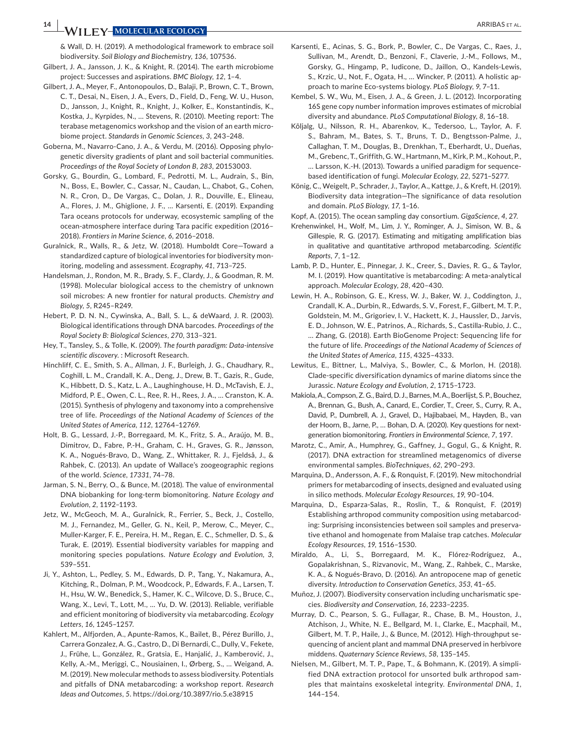& Wall, D. H. (2019). A methodological framework to embrace soil biodiversity. *Soil Biology and Biochemistry*, *136*, 107536.

Gilbert, J. A., Jansson, J. K., & Knight, R. (2014). The earth microbiome project: Successes and aspirations. *BMC Biology*, *12*, 1–4.

Gilbert, J. A., Meyer, F., Antonopoulos, D., Balaji, P., Brown, C. T., Brown, C. T., Desai, N., Eisen, J. A., Evers, D., Field, D., Feng, W. U., Huson, D., Jansson, J., Knight, R., Knight, J., Kolker, E., Konstantindis, K., Kostka, J., Kyrpides, N., … Stevens, R. (2010). Meeting report: The terabase metagenomics workshop and the vision of an earth microbiome project. *Standards in Genomic Sciences*, *3*, 243–248.

Goberna, M., Navarro-Cano, J. A., & Verdu, M. (2016). Opposing phylogenetic diversity gradients of plant and soil bacterial communities. *Proceedings of the Royal Society of London B*, *283*, 20153003.

Gorsky, G., Bourdin, G., Lombard, F., Pedrotti, M. L., Audrain, S., Bin, N., Boss, E., Bowler, C., Cassar, N., Caudan, L., Chabot, G., Cohen, N. R., Cron, D., De Vargas, C., Dolan, J. R., Douville, E., Elineau, A., Flores, J. M., Ghiglione, J. F., … Karsenti, E. (2019). Expanding Tara oceans protocols for underway, ecosystemic sampling of the ocean-atmosphere interface during Tara pacific expedition (2016–2018). *Frontiers in Marine Science*, *6*, 2016–2018.

Guralnick, R., Walls, R., & Jetz, W. (2018). Humboldt Core—Toward a standardized capture of biological inventories for biodiversity monitoring, modeling and assessment. *Ecography*, *41*, 713–725.

Handelsman, J., Rondon, M. R., Brady, S. F., Clardy, J., & Goodman, R. M. (1998). Molecular biological access to the chemistry of unknown soil microbes: A new frontier for natural products. *Chemistry and Biology*, *5*, R245–R249.

Hebert, P. D. N. N., Cywinska, A., Ball, S. L., & deWaard, J. R. (2003). Biological identifications through DNA barcodes. *Proceedings of the Royal Society B: Biological Sciences*, *270*, 313–321.

Hey, T., Tansley, S., & Tolle, K. (2009). *The fourth paradigm: Data-intensive scientific discovery*. : Microsoft Research.

Hinchliff, C. E., Smith, S. A., Allman, J. F., Burleigh, J. G., Chaudhary, R., Coghill, L. M., Crandall, K. A., Deng, J., Drew, B. T., Gazis, R., Gude, K., Hibbett, D. S., Katz, L. A., Laughinghouse, H. D., McTavish, E. J., Midford, P. E., Owen, C. L., Ree, R. H., Rees, J. A., … Cranston, K. A. (2015). Synthesis of phylogeny and taxonomy into a comprehensive tree of life. *Proceedings of the National Academy of Sciences of the United States of America*, *112*, 12764–12769.

Holt, B. G., Lessard, J.-P., Borregaard, M. K., Fritz, S. A., Araújo, M. B., Dimitrov, D., Fabre, P.-H., Graham, C. H., Graves, G. R., Jønsson, K. A., Nogués-Bravo, D., Wang, Z., Whittaker, R. J., Fjeldså, J., & Rahbek, C. (2013). An update of Wallace's zoogeographic regions of the world. *Science*, *17331*, 74–78.

Jarman, S. N., Berry, O., & Bunce, M. (2018). The value of environmental DNA biobanking for long-term biomonitoring. *Nature Ecology and Evolution*, *2*, 1192–1193.

Jetz, W., McGeoch, M. A., Guralnick, R., Ferrier, S., Beck, J., Costello, M. J., Fernandez, M., Geller, G. N., Keil, P., Merow, C., Meyer, C., Muller-Karger, F. E., Pereira, H. M., Regan, E. C., Schmeller, D. S., & Turak, E. (2019). Essential biodiversity variables for mapping and monitoring species populations. *Nature Ecology and Evolution*, *3*, 539–551.

Ji, Y., Ashton, L., Pedley, S. M., Edwards, D. P., Tang, Y., Nakamura, A., Kitching, R., Dolman, P. M., Woodcock, P., Edwards, F. A., Larsen, T. H., Hsu, W. W., Benedick, S., Hamer, K. C., Wilcove, D. S., Bruce, C., Wang, X., Levi, T., Lott, M., … Yu, D. W. (2013). Reliable, verifiable and efficient monitoring of biodiversity via metabarcoding. *Ecology Letters*, *16*, 1245–1257.

Kahlert, M., Alfjorden, A., Apunte-Ramos, K., Bailet, B., Pérez Burillo, J., Carrera Gonzalez, A. G., Castro, D., Di Bernardi, C., Dully, V., Fekete, J., Frühe, L., González, R., Gratsia, E., Hanjalić, J., Kamberović, J., Kelly, A.-M., Meriggi, C., Nousiainen, I., Ørberg, S., … Weigand, A. M. (2019). New molecular methods to assess biodiversity. Potentials and pitfalls of DNA metabarcoding: a workshop report. *Research Ideas and Outcomes*, *5*. https://doi.org/10.3897/rio.5.e38915

Karsenti, E., Acinas, S. G., Bork, P., Bowler, C., De Vargas, C., Raes, J., Sullivan, M., Arendt, D., Benzoni, F., Claverie, J.-M., Follows, M., Gorsky, G., Hingamp, P., Iudicone, D., Jaillon, O., Kandels-Lewis, S., Krzic, U., Not, F., Ogata, H., … Wincker, P. (2011). A holistic approach to marine Eco-systems biology. *PLoS Biology*, *9*, 7–11.

Kembel, S. W., Wu, M., Eisen, J. A., & Green, J. L. (2012). Incorporating 16S gene copy number information improves estimates of microbial diversity and abundance. *PLoS Computational Biology*, *8*, 16–18.

Kõljalg, U., Nilsson, R. H., Abarenkov, K., Tedersoo, L., Taylor, A. F. S., Bahram, M., Bates, S. T., Bruns, T. D., Bengtsson-Palme, J., Callaghan, T. M., Douglas, B., Drenkhan, T., Eberhardt, U., Dueñas, M., Grebenc, T., Griffith, G. W., Hartmann, M., Kirk, P. M., Kohout, P., … Larsson, K.-H. (2013). Towards a unified paradigm for sequence-based identification of fungi. *Molecular Ecology*, *22*, 5271–5277.

König, C., Weigelt, P., Schrader, J., Taylor, A., Kattge, J., & Kreft, H. (2019). Biodiversity data integration—The significance of data resolution and domain. *PLoS Biology*, *17*, 1–16.

Kopf, A. (2015). The ocean sampling day consortium. *GigaScience*, *4*, 27.

Krehenwinkel, H., Wolf, M., Lim, J. Y., Rominger, A. J., Simison, W. B., & Gillespie, R. G. (2017). Estimating and mitigating amplification bias in qualitative and quantitative arthropod metabarcoding. *Scientific Reports*, *7*, 1–12.

Lamb, P. D., Hunter, E., Pinnegar, J. K., Creer, S., Davies, R. G., & Taylor, M. I. (2019). How quantitative is metabarcoding: A meta-analytical approach. *Molecular Ecology*, *28*, 420–430.

Lewin, H. A., Robinson, G. E., Kress, W. J., Baker, W. J., Coddington, J., Crandall, K. A., Durbin, R., Edwards, S. V., Forest, F., Gilbert, M. T. P., Goldstein, M. M., Grigoriev, I. V., Hackett, K. J., Haussler, D., Jarvis, E. D., Johnson, W. E., Patrinos, A., Richards, S., Castilla-Rubio, J. C., … Zhang, G. (2018). Earth BioGenome Project: Sequencing life for the future of life. *Proceedings of the National Academy of Sciences of the United States of America*, *115*, 4325–4333.

Lewitus, E., Bittner, L., Malviya, S., Bowler, C., & Morlon, H. (2018). Clade-specific diversification dynamics of marine diatoms since the Jurassic. *Nature Ecology and Evolution*, *2*, 1715–1723.

Makiola, A., Compson, Z. G., Baird, D. J., Barnes, M. A., Boerlijst, S. P., Bouchez, A., Brennan, G., Bush, A., Canard, E., Cordier, T., Creer, S., Curry, R. A., David, P., Dumbrell, A. J., Gravel, D., Hajibabaei, M., Hayden, B., van der Hoorn, B., Jarne, P., … Bohan, D. A. (2020). Key questions for next-generation biomonitoring. *Frontiers in Environmental Science*, *7*, 197.

Marotz, C., Amir, A., Humphrey, G., Gaffney, J., Gogul, G., & Knight, R. (2017). DNA extraction for streamlined metagenomics of diverse environmental samples. *BioTechniques*, *62*, 290–293.

Marquina, D., Andersson, A. F., & Ronquist, F. (2019). New mitochondrial primers for metabarcoding of insects, designed and evaluated using in silico methods. *Molecular Ecology Resources*, *19*, 90–104.

Marquina, D., Esparza-Salas, R., Roslin, T., & Ronquist, F. (2019) Establishing arthropod community composition using metabarcoding: Surprising inconsistencies between soil samples and preservative ethanol and homogenate from Malaise trap catches. *Molecular Ecology Resources*, *19*, 1516–1530.

Miraldo, A., Li, S., Borregaard, M. K., Flórez-Rodríguez, A., Gopalakrishnan, S., Rizvanovic, M., Wang, Z., Rahbek, C., Marske, K. A., & Nogués-Bravo, D. (2016). An antropocene map of genetic diversity. *Introduction to Conservation Genetics*, *353*, 41–65.

Muñoz, J. (2007). Biodiversity conservation including uncharismatic species. *Biodiversity and Conservation*, *16*, 2233–2235.

Murray, D. C., Pearson, S. G., Fullagar, R., Chase, B. M., Houston, J., Atchison, J., White, N. E., Bellgard, M. I., Clarke, E., Macphail, M., Gilbert, M. T. P., Haile, J., & Bunce, M. (2012). High-throughput sequencing of ancient plant and mammal DNA preserved in herbivore middens. *Quaternary Science Reviews*, *58*, 135–145.

Nielsen, M., Gilbert, M. T. P., Pape, T., & Bohmann, K. (2019). A simplified DNA extraction protocol for unsorted bulk arthropod samples that maintains exoskeletal integrity. *Environmental DNA*, *1*, 144–154.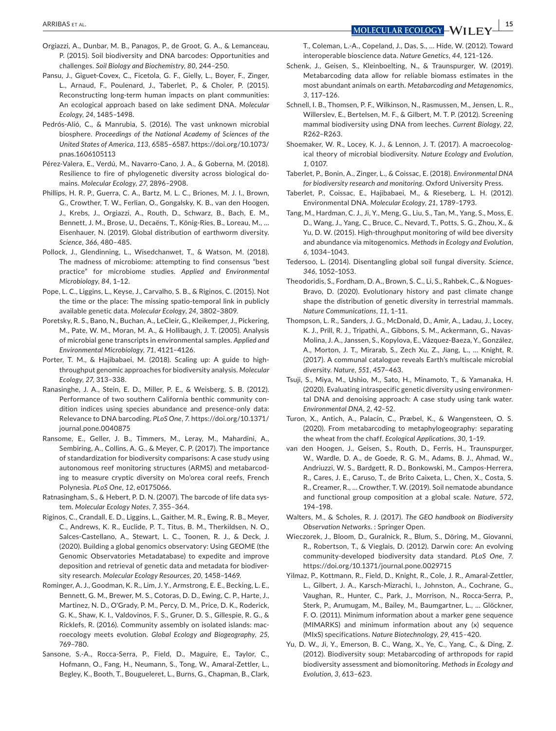Orgiazzi, A., Dunbar, M. B., Panagos, P., de Groot, G. A., & Lemanceau, P. (2015). Soil biodiversity and DNA barcodes: Opportunities and challenges. *Soil Biology and Biochemistry*, *80*, 244–250.

Pansu, J., Giguet-Covex, C., Ficetola, G. F., Gielly, L., Boyer, F., Zinger, L., Arnaud, F., Poulenard, J., Taberlet, P., & Choler, P. (2015). Reconstructing long-term human impacts on plant communities: An ecological approach based on lake sediment DNA. *Molecular Ecology*, *24*, 1485–1498.

Pedrós-Alió, C., & Manrubia, S. (2016). The vast unknown microbial biosphere. *Proceedings of the National Academy of Sciences of the United States of America*, *113*, 6585–6587. https://doi.org/10.1073/pnas.1606105113

Pérez-Valera, E., Verdú, M., Navarro-Cano, J. A., & Goberna, M. (2018). Resilience to fire of phylogenetic diversity across biological domains. *Molecular Ecology*, *27*, 2896–2908.

Phillips, H. R. P., Guerra, C. A., Bartz, M. L. C., Briones, M. J. I., Brown, G., Crowther, T. W., Ferlian, O., Gongalsky, K. B., van den Hoogen, J., Krebs, J., Orgiazzi, A., Routh, D., Schwarz, B., Bach, E. M., Bennett, J. M., Brose, U., Decaëns, T., König-Ries, B., Loreau, M., … Eisenhauer, N. (2019). Global distribution of earthworm diversity. *Science*, *366*, 480–485.

Pollock, J., Glendinning, L., Wisedchanwet, T., & Watson, M. (2018). The madness of microbiome: attempting to find consensus "best practice" for microbiome studies. *Applied and Environmental Microbiology*, *84*, 1–12.

Pope, L. C., Liggins, L., Keyse, J., Carvalho, S. B., & Riginos, C. (2015). Not the time or the place: The missing spatio-temporal link in publicly available genetic data. *Molecular Ecology*, *24*, 3802–3809.

Poretsky, R. S., Bano, N., Buchan, A., LeCleir, G., Kleikemper, J., Pickering, M., Pate, W. M., Moran, M. A., & Hollibaugh, J. T. (2005). Analysis of microbial gene transcripts in environmental samples. *Applied and Environmental Microbiology*, *71*, 4121–4126.

Porter, T. M., & Hajibabaei, M. (2018). Scaling up: A guide to high-throughput genomic approaches for biodiversity analysis. *Molecular Ecology*, *27*, 313–338.

Ranasinghe, J. A., Stein, E. D., Miller, P. E., & Weisberg, S. B. (2012). Performance of two southern California benthic community condition indices using species abundance and presence-only data: Relevance to DNA barcoding. *PLoS One*, *7*. https://doi.org/10.1371/journal.pone.0040875

Ransome, E., Geller, J. B., Timmers, M., Leray, M., Mahardini, A., Sembiring, A., Collins, A. G., & Meyer, C. P. (2017). The importance of standardization for biodiversity comparisons: A case study using autonomous reef monitoring structures (ARMS) and metabarcoding to measure cryptic diversity on Mo'orea coral reefs, French Polynesia. *PLoS One*, *12*, e0175066.

Ratnasingham, S., & Hebert, P. D. N. (2007). The barcode of life data system. *Molecular Ecology Notes*, *7*, 355–364.

Riginos, C., Crandall, E. D., Liggins, L., Gaither, M. R., Ewing, R. B., Meyer, C., Andrews, K. R., Euclide, P. T., Titus, B. M., Therkildsen, N. O., Salces-Castellano, A., Stewart, L. C., Toonen, R. J., & Deck, J. (2020). Building a global genomics observatory: Using GEOME (the Genomic Observatories Metadatabase) to expedite and improve deposition and retrieval of genetic data and metadata for biodiversity research. *Molecular Ecology Resources*, *20*, 1458–1469.

Rominger, A. J., Goodman, K. R., Lim, J. Y., Armstrong, E. E., Becking, L. E., Bennett, G. M., Brewer, M. S., Cotoras, D. D., Ewing, C. P., Harte, J., Martinez, N. D., O'Grady, P. M., Percy, D. M., Price, D. K., Roderick, G. K., Shaw, K. L., Valdovinos, F. S., Gruner, D. S., Gillespie, R. G., & Ricklefs, R. (2016). Community assembly on isolated islands: macroecology meets evolution. *Global Ecology and Biogeography*, *25*, 769–780.

Sansone, S.-A., Rocca-Serra, P., Field, D., Maguire, E., Taylor, C., Hofmann, O., Fang, H., Neumann, S., Tong, W., Amaral-Zettler, L., Begley, K., Booth, T., Bougueleret, L., Burns, G., Chapman, B., Clark, T., Coleman, L.-A., Copeland, J., Das, S., … Hide, W. (2012). Toward interoperable bioscience data. *Nature Genetics*, *44*, 121–126.

Schenk, J., Geisen, S., Kleinboelting, N., & Traunspurger, W. (2019). Metabarcoding data allow for reliable biomass estimates in the most abundant animals on earth. *Metabarcoding and Metagenomics*, *3*, 117–126.

Schnell, I. B., Thomsen, P. F., Wilkinson, N., Rasmussen, M., Jensen, L. R., Willerslev, E., Bertelsen, M. F., & Gilbert, M. T. P. (2012). Screening mammal biodiversity using DNA from leeches. *Current Biology*, *22*, R262–R263.

Shoemaker, W. R., Locey, K. J., & Lennon, J. T. (2017). A macroecological theory of microbial biodiversity. *Nature Ecology and Evolution*, *1*, 0107.

Taberlet, P., Bonin, A., Zinger, L., & Coissac, E. (2018). *Environmental DNA for biodiversity research and monitoring*. Oxford University Press.

Taberlet, P., Coissac, E., Hajibabaei, M., & Rieseberg, L. H. (2012). Environmental DNA. *Molecular Ecology*, *21*, 1789–1793.

Tang, M., Hardman, C. J., Ji, Y., Meng, G., Liu, S., Tan, M., Yang, S., Moss, E. D., Wang, J., Yang, C., Bruce, C., Nevard, T., Potts, S. G., Zhou, X., & Yu, D. W. (2015). High-throughput monitoring of wild bee diversity and abundance via mitogenomics. *Methods in Ecology and Evolution*, *6*, 1034–1043.

Tedersoo, L. (2014). Disentangling global soil fungal diversity. *Science*, *346*, 1052–1053.

Theodoridis, S., Fordham, D. A., Brown, S. C., Li, S., Rahbek, C., & Nogues-Bravo, D. (2020). Evolutionary history and past climate change shape the distribution of genetic diversity in terrestrial mammals. *Nature Communications*, *11*, 1–11.

Thompson, L. R., Sanders, J. G., McDonald, D., Amir, A., Ladau, J., Locey, K. J., Prill, R. J., Tripathi, A., Gibbons, S. M., Ackermann, G., Navas-Molina, J. A., Janssen, S., Kopylova, E., Vázquez-Baeza, Y., González, A., Morton, J. T., Mirarab, S., Zech Xu, Z., Jiang, L., … Knight, R. (2017). A communal catalogue reveals Earth's multiscale microbial diversity. *Nature*, *551*, 457–463.

Tsuji, S., Miya, M., Ushio, M., Sato, H., Minamoto, T., & Yamanaka, H. (2020). Evaluating intraspecific genetic diversity using environmental DNA and denoising approach: A case study using tank water. *Environmental DNA*, *2*, 42–52.

Turon, X., Antich, A., Palacín, C., Præbel, K., & Wangensteen, O. S. (2020). From metabarcoding to metaphylogeography: separating the wheat from the chaff. *Ecological Applications*, *30*, 1–19.

van den Hoogen, J., Geisen, S., Routh, D., Ferris, H., Traunspurger, W., Wardle, D. A., de Goede, R. G. M., Adams, B. J., Ahmad, W., Andriuzzi, W. S., Bardgett, R. D., Bonkowski, M., Campos-Herrera, R., Cares, J. E., Caruso, T., de Brito Caixeta, L., Chen, X., Costa, S. R., Creamer, R., … Crowther, T. W. (2019). Soil nematode abundance and functional group composition at a global scale. *Nature*, *572*, 194–198.

Walters, M., & Scholes, R. J. (2017). *The GEO handbook on Biodiversity Observation Networks*. : Springer Open.

Wieczorek, J., Bloom, D., Guralnick, R., Blum, S., Döring, M., Giovanni, R., Robertson, T., & Vieglais, D. (2012). Darwin core: An evolving community-developed biodiversity data standard. *PLoS One*, *7*. https://doi.org/10.1371/journal.pone.0029715

Yilmaz, P., Kottmann, R., Field, D., Knight, R., Cole, J. R., Amaral-Zettler, L., Gilbert, J. A., Karsch-Mizrachi, I., Johnston, A., Cochrane, G., Vaughan, R., Hunter, C., Park, J., Morrison, N., Rocca-Serra, P., Sterk, P., Arumugam, M., Bailey, M., Baumgartner, L., … Glöckner, F. O. (2011). Minimum information about a marker gene sequence (MIMARKS) and minimum information about any (x) sequence (MIxS) specifications. *Nature Biotechnology*, *29*, 415–420.

Yu, D. W., Ji, Y., Emerson, B. C., Wang, X., Ye, C., Yang, C., & Ding, Z. (2012). Biodiversity soup: Metabarcoding of arthropods for rapid biodiversity assessment and biomonitoring. *Methods in Ecology and Evolution*, *3*, 613–623.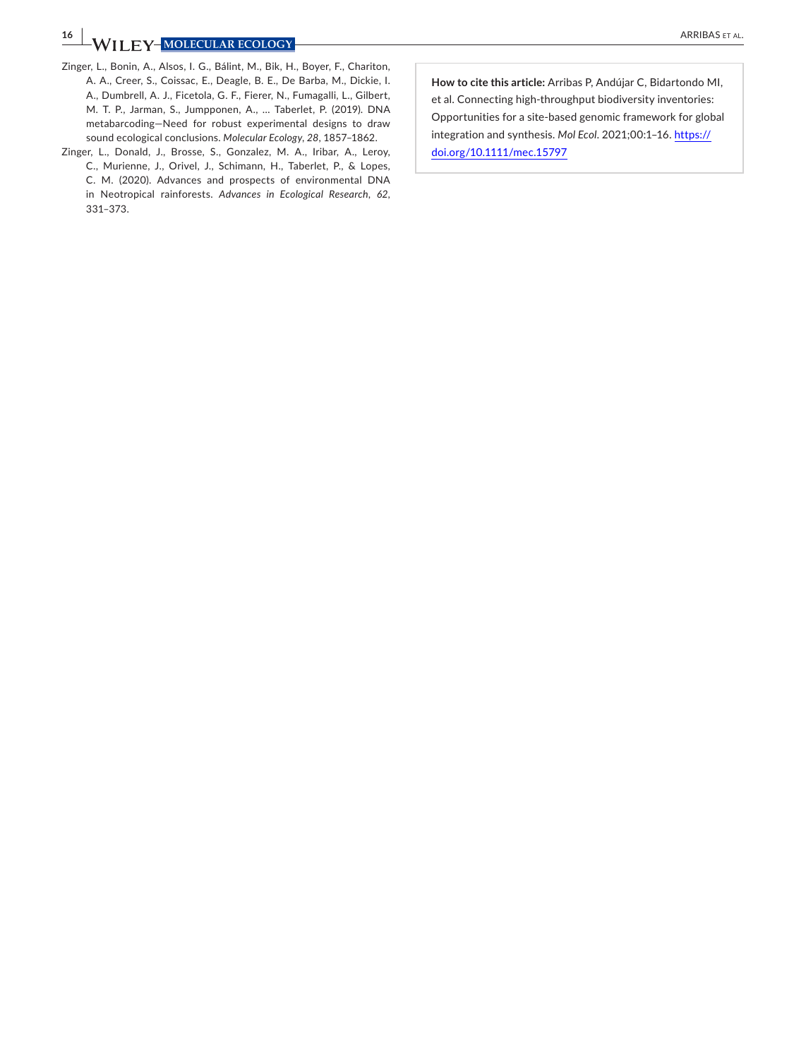Zinger, L., Bonin, A., Alsos, I. G., Bálint, M., Bik, H., Boyer, F., Chariton, A. A., Creer, S., Coissac, E., Deagle, B. E., De Barba, M., Dickie, I. A., Dumbrell, A. J., Ficetola, G. F., Fierer, N., Fumagalli, L., Gilbert, M. T. P., Jarman, S., Jumpponen, A., … Taberlet, P. (2019). DNA metabarcoding—Need for robust experimental designs to draw sound ecological conclusions. *Molecular Ecology*, *28*, 1857–1862.

Zinger, L., Donald, J., Brosse, S., Gonzalez, M. A., Iribar, A., Leroy, C., Murienne, J., Orivel, J., Schimann, H., Taberlet, P., & Lopes, C. M. (2020). Advances and prospects of environmental DNA in Neotropical rainforests. *Advances in Ecological Research*, *62*, 331–373.

**How to cite this article:** Arribas P, Andújar C, Bidartondo MI, et al. Connecting high-throughput biodiversity inventories: Opportunities for a site-based genomic framework for global integration and synthesis. *Mol Ecol*. 2021;00:1–16. https://doi.org/10.1111/mec.15797